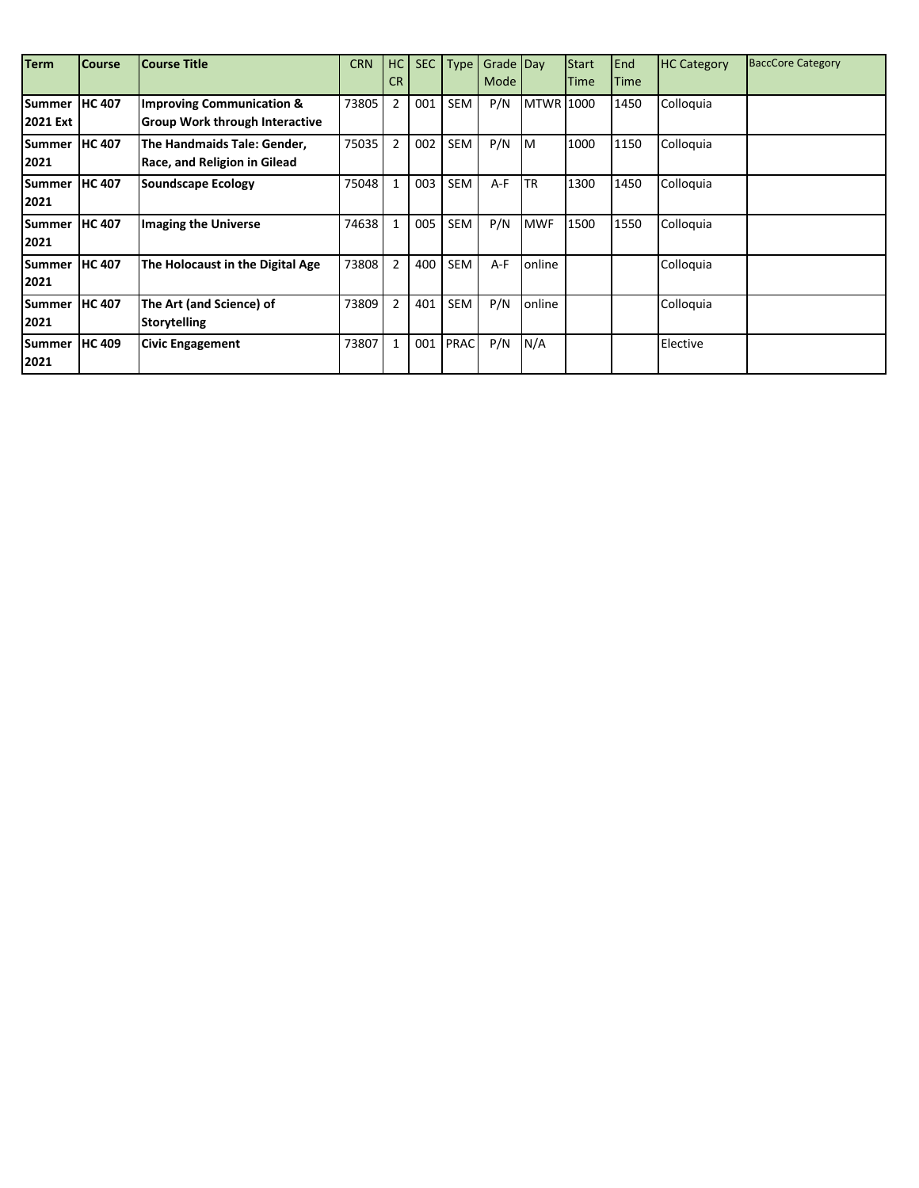| Term | Course | Course Title | CRN | HC CR | SEC | Type | Grade Mode | Day | Start Time | End Time | HC Category | BaccCore Category |
|---|---|---|---|---|---|---|---|---|---|---|---|---|
| Summer 2021 Ext | HC 407 | Improving Communication & Group Work through Interactive | 73805 | 2 | 001 | SEM | P/N | MTWR | 1000 | 1450 | Colloquia | |
| Summer 2021 | HC 407 | The Handmaids Tale: Gender, Race, and Religion in Gilead | 75035 | 2 | 002 | SEM | P/N | M | 1000 | 1150 | Colloquia | |
| Summer 2021 | HC 407 | Soundscape Ecology | 75048 | 1 | 003 | SEM | A-F | TR | 1300 | 1450 | Colloquia | |
| Summer 2021 | HC 407 | Imaging the Universe | 74638 | 1 | 005 | SEM | P/N | MWF | 1500 | 1550 | Colloquia | |
| Summer 2021 | HC 407 | The Holocaust in the Digital Age | 73808 | 2 | 400 | SEM | A-F | online | | | Colloquia | |
| Summer 2021 | HC 407 | The Art (and Science) of Storytelling | 73809 | 2 | 401 | SEM | P/N | online | | | Colloquia | |
| Summer 2021 | HC 409 | Civic Engagement | 73807 | 1 | 001 | PRAC | P/N | N/A | | | Elective | |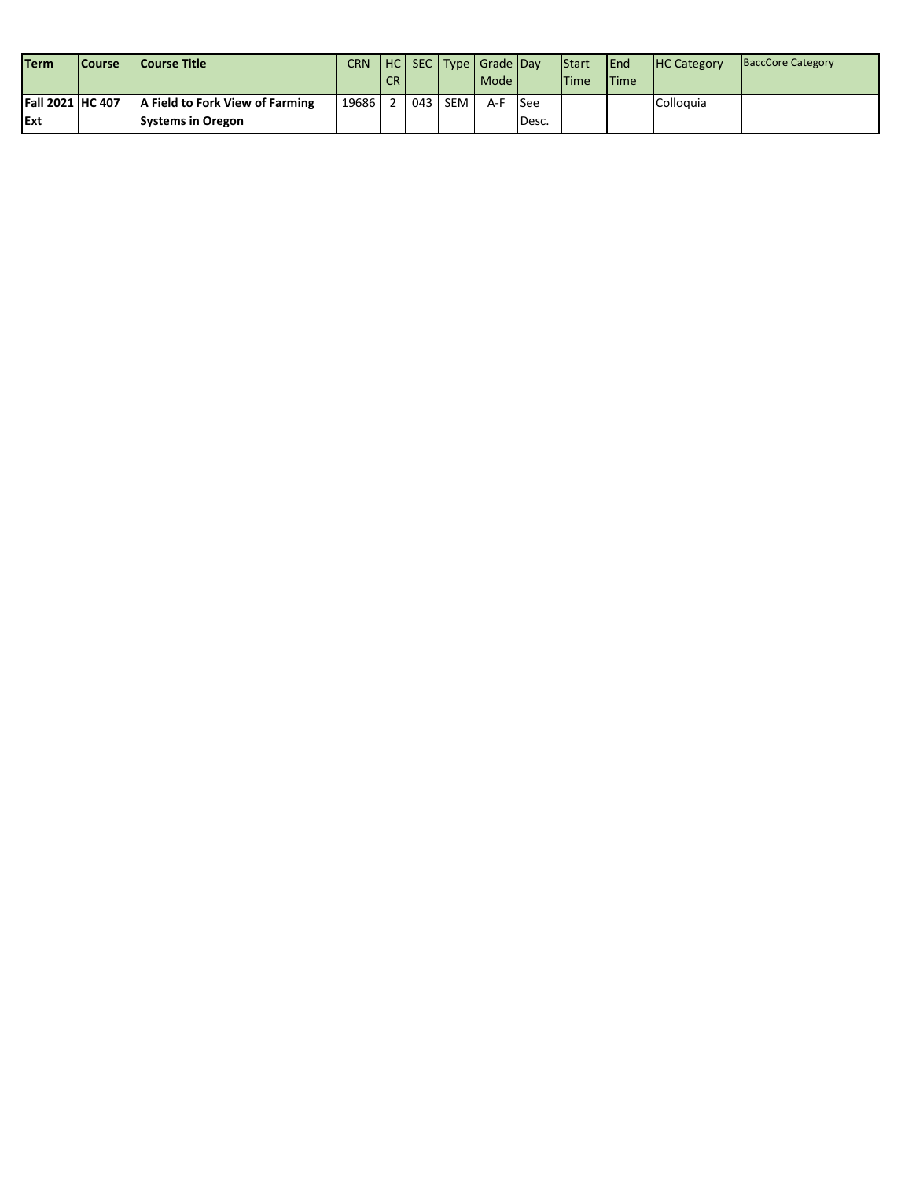| Term | Course | Course Title | CRN | HC CR | SEC | Type | Grade Mode | Day | Start Time | End Time | HC Category | BaccCore Category |
| --- | --- | --- | --- | --- | --- | --- | --- | --- | --- | --- | --- | --- |
| **Fall 2021 Ext** | **HC 407** | **A Field to Fork View of Farming Systems in Oregon** | 19686 | 2 | 043 | SEM | A-F | See Desc. | | | Colloquia | |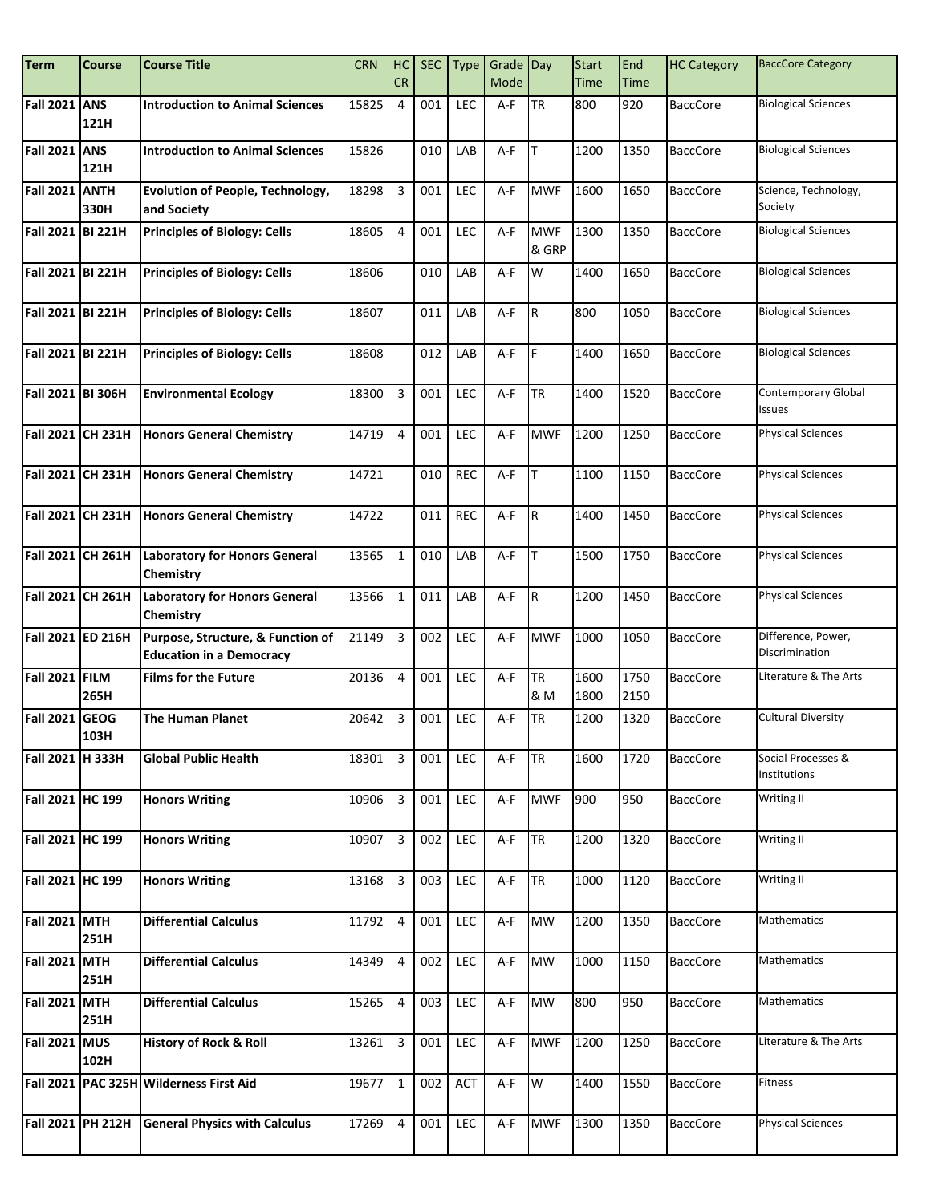| Term | Course | Course Title | CRN | HC CR | SEC | Type | Grade Mode | Day | Start Time | End Time | HC Category | BaccCore Category |
|---|---|---|---|---|---|---|---|---|---|---|---|---|
| **Fall 2021** | **ANS 121H** | **Introduction to Animal Sciences** | 15825 | 4 | 001 | LEC | A-F | TR | 800 | 920 | BaccCore | Biological Sciences |
| **Fall 2021** | **ANS 121H** | **Introduction to Animal Sciences** | 15826 | | 010 | LAB | A-F | T | 1200 | 1350 | BaccCore | Biological Sciences |
| **Fall 2021** | **ANTH 330H** | **Evolution of People, Technology, and Society** | 18298 | 3 | 001 | LEC | A-F | MWF | 1600 | 1650 | BaccCore | Science, Technology, Society |
| **Fall 2021** | **BI 221H** | **Principles of Biology: Cells** | 18605 | 4 | 001 | LEC | A-F | MWF & GRP | 1300 | 1350 | BaccCore | Biological Sciences |
| **Fall 2021** | **BI 221H** | **Principles of Biology: Cells** | 18606 | | 010 | LAB | A-F | W | 1400 | 1650 | BaccCore | Biological Sciences |
| **Fall 2021** | **BI 221H** | **Principles of Biology: Cells** | 18607 | | 011 | LAB | A-F | R | 800 | 1050 | BaccCore | Biological Sciences |
| **Fall 2021** | **BI 221H** | **Principles of Biology: Cells** | 18608 | | 012 | LAB | A-F | F | 1400 | 1650 | BaccCore | Biological Sciences |
| **Fall 2021** | **BI 306H** | **Environmental Ecology** | 18300 | 3 | 001 | LEC | A-F | TR | 1400 | 1520 | BaccCore | Contemporary Global Issues |
| **Fall 2021** | **CH 231H** | **Honors General Chemistry** | 14719 | 4 | 001 | LEC | A-F | MWF | 1200 | 1250 | BaccCore | Physical Sciences |
| **Fall 2021** | **CH 231H** | **Honors General Chemistry** | 14721 | | 010 | REC | A-F | T | 1100 | 1150 | BaccCore | Physical Sciences |
| **Fall 2021** | **CH 231H** | **Honors General Chemistry** | 14722 | | 011 | REC | A-F | R | 1400 | 1450 | BaccCore | Physical Sciences |
| **Fall 2021** | **CH 261H** | **Laboratory for Honors General Chemistry** | 13565 | 1 | 010 | LAB | A-F | T | 1500 | 1750 | BaccCore | Physical Sciences |
| **Fall 2021** | **CH 261H** | **Laboratory for Honors General Chemistry** | 13566 | 1 | 011 | LAB | A-F | R | 1200 | 1450 | BaccCore | Physical Sciences |
| **Fall 2021** | **ED 216H** | **Purpose, Structure, & Function of Education in a Democracy** | 21149 | 3 | 002 | LEC | A-F | MWF | 1000 | 1050 | BaccCore | Difference, Power, Discrimination |
| **Fall 2021** | **FILM 265H** | **Films for the Future** | 20136 | 4 | 001 | LEC | A-F | TR & M | 1600 1800 | 1750 2150 | BaccCore | Literature & The Arts |
| **Fall 2021** | **GEOG 103H** | **The Human Planet** | 20642 | 3 | 001 | LEC | A-F | TR | 1200 | 1320 | BaccCore | Cultural Diversity |
| **Fall 2021** | **H 333H** | **Global Public Health** | 18301 | 3 | 001 | LEC | A-F | TR | 1600 | 1720 | BaccCore | Social Processes & Institutions |
| **Fall 2021** | **HC 199** | **Honors Writing** | 10906 | 3 | 001 | LEC | A-F | MWF | 900 | 950 | BaccCore | Writing II |
| **Fall 2021** | **HC 199** | **Honors Writing** | 10907 | 3 | 002 | LEC | A-F | TR | 1200 | 1320 | BaccCore | Writing II |
| **Fall 2021** | **HC 199** | **Honors Writing** | 13168 | 3 | 003 | LEC | A-F | TR | 1000 | 1120 | BaccCore | Writing II |
| **Fall 2021** | **MTH 251H** | **Differential Calculus** | 11792 | 4 | 001 | LEC | A-F | MW | 1200 | 1350 | BaccCore | Mathematics |
| **Fall 2021** | **MTH 251H** | **Differential Calculus** | 14349 | 4 | 002 | LEC | A-F | MW | 1000 | 1150 | BaccCore | Mathematics |
| **Fall 2021** | **MTH 251H** | **Differential Calculus** | 15265 | 4 | 003 | LEC | A-F | MW | 800 | 950 | BaccCore | Mathematics |
| **Fall 2021** | **MUS 102H** | **History of Rock & Roll** | 13261 | 3 | 001 | LEC | A-F | MWF | 1200 | 1250 | BaccCore | Literature & The Arts |
| **Fall 2021** | **PAC 325H** | **Wilderness First Aid** | 19677 | 1 | 002 | ACT | A-F | W | 1400 | 1550 | BaccCore | Fitness |
| **Fall 2021** | **PH 212H** | **General Physics with Calculus** | 17269 | 4 | 001 | LEC | A-F | MWF | 1300 | 1350 | BaccCore | Physical Sciences |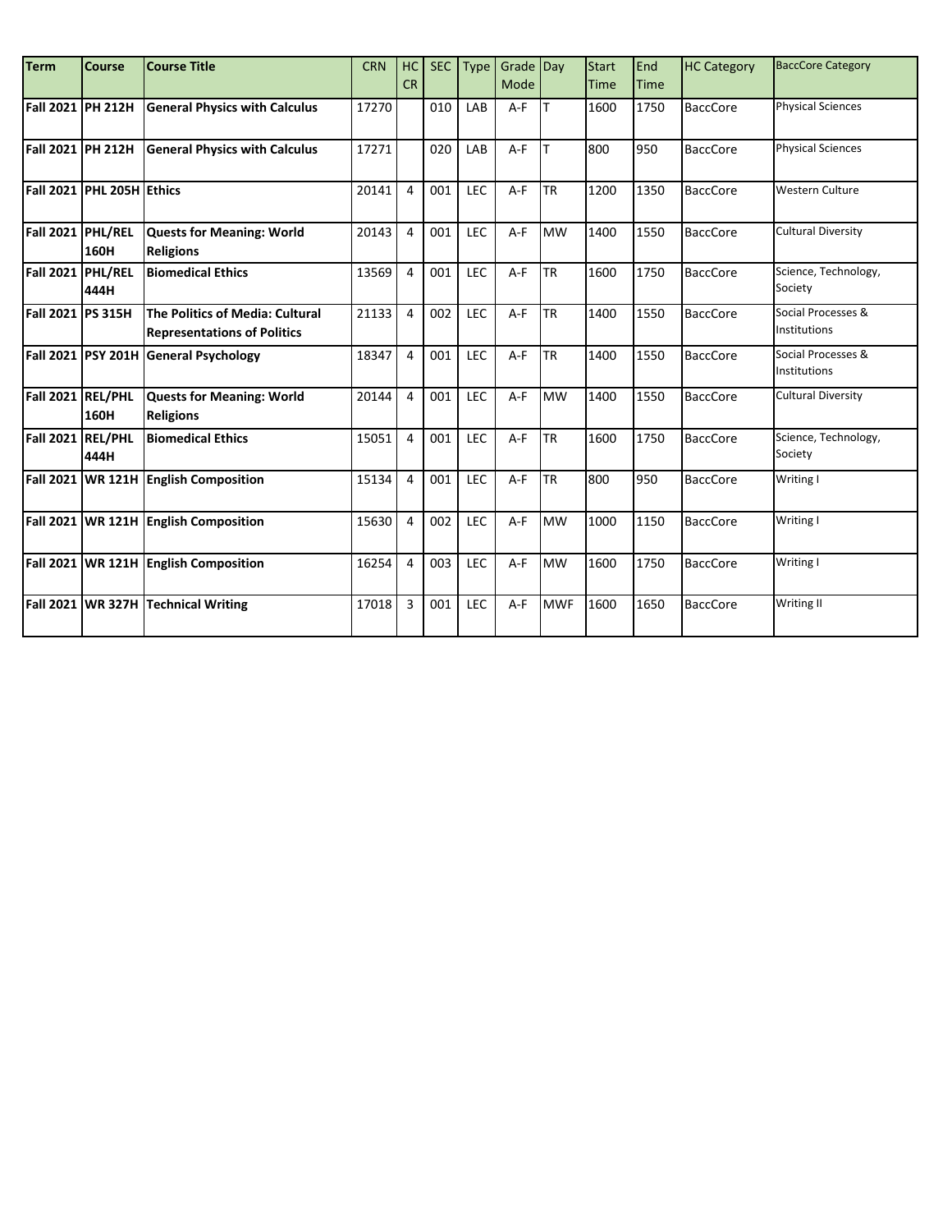| Term | Course | Course Title | CRN | HC CR | SEC | Type | Grade Mode | Day | Start Time | End Time | HC Category | BaccCore Category |
|---|---|---|---|---|---|---|---|---|---|---|---|---|
| **Fall 2021** | **PH 212H** | **General Physics with Calculus** | 17270 | | 010 | LAB | A-F | T | 1600 | 1750 | BaccCore | Physical Sciences |
| **Fall 2021** | **PH 212H** | **General Physics with Calculus** | 17271 | | 020 | LAB | A-F | T | 800 | 950 | BaccCore | Physical Sciences |
| **Fall 2021** | **PHL 205H** | **Ethics** | 20141 | 4 | 001 | LEC | A-F | TR | 1200 | 1350 | BaccCore | Western Culture |
| **Fall 2021** | **PHL/REL 160H** | **Quests for Meaning: World Religions** | 20143 | 4 | 001 | LEC | A-F | MW | 1400 | 1550 | BaccCore | Cultural Diversity |
| **Fall 2021** | **PHL/REL 444H** | **Biomedical Ethics** | 13569 | 4 | 001 | LEC | A-F | TR | 1600 | 1750 | BaccCore | Science, Technology, Society |
| **Fall 2021** | **PS 315H** | **The Politics of Media: Cultural Representations of Politics** | 21133 | 4 | 002 | LEC | A-F | TR | 1400 | 1550 | BaccCore | Social Processes & Institutions |
| **Fall 2021** | **PSY 201H** | **General Psychology** | 18347 | 4 | 001 | LEC | A-F | TR | 1400 | 1550 | BaccCore | Social Processes & Institutions |
| **Fall 2021** | **REL/PHL 160H** | **Quests for Meaning: World Religions** | 20144 | 4 | 001 | LEC | A-F | MW | 1400 | 1550 | BaccCore | Cultural Diversity |
| **Fall 2021** | **REL/PHL 444H** | **Biomedical Ethics** | 15051 | 4 | 001 | LEC | A-F | TR | 1600 | 1750 | BaccCore | Science, Technology, Society |
| **Fall 2021** | **WR 121H** | **English Composition** | 15134 | 4 | 001 | LEC | A-F | TR | 800 | 950 | BaccCore | Writing I |
| **Fall 2021** | **WR 121H** | **English Composition** | 15630 | 4 | 002 | LEC | A-F | MW | 1000 | 1150 | BaccCore | Writing I |
| **Fall 2021** | **WR 121H** | **English Composition** | 16254 | 4 | 003 | LEC | A-F | MW | 1600 | 1750 | BaccCore | Writing I |
| **Fall 2021** | **WR 327H** | **Technical Writing** | 17018 | 3 | 001 | LEC | A-F | MWF | 1600 | 1650 | BaccCore | Writing II |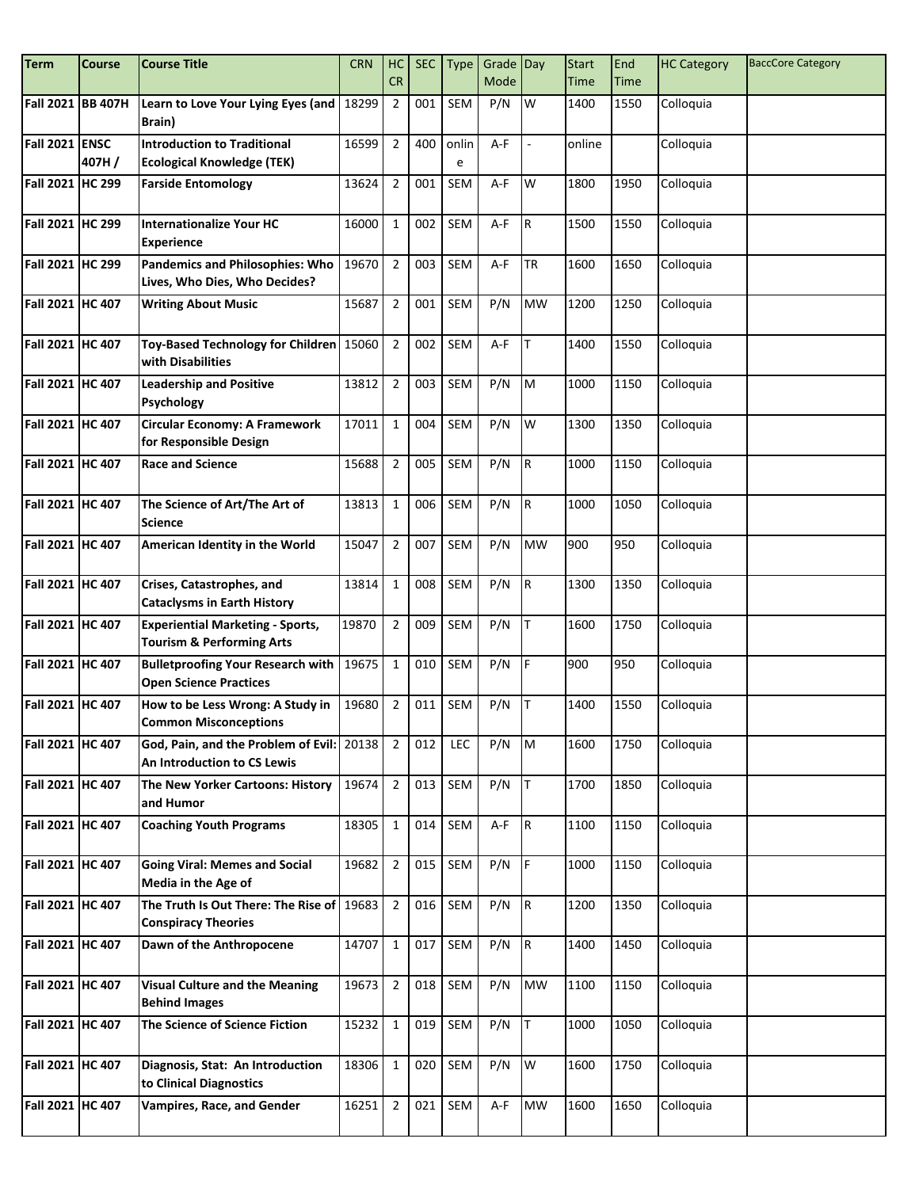| Term | Course | Course Title | CRN | HC CR | SEC | Type | Grade Mode | Day | Start Time | End Time | HC Category | BaccCore Category |
|---|---|---|---|---|---|---|---|---|---|---|---|---|
| Fall 2021 | BB 407H | Learn to Love Your Lying Eyes (and Brain) | 18299 | 2 | 001 | SEM | P/N | W | 1400 | 1550 | Colloquia | |
| Fall 2021 | ENSC 407H / | Introduction to Traditional Ecological Knowledge (TEK) | 16599 | 2 | 400 | online | A-F | - | online | | Colloquia | |
| Fall 2021 | HC 299 | Farside Entomology | 13624 | 2 | 001 | SEM | A-F | W | 1800 | 1950 | Colloquia | |
| Fall 2021 | HC 299 | Internationalize Your HC Experience | 16000 | 1 | 002 | SEM | A-F | R | 1500 | 1550 | Colloquia | |
| Fall 2021 | HC 299 | Pandemics and Philosophies: Who Lives, Who Dies, Who Decides? | 19670 | 2 | 003 | SEM | A-F | TR | 1600 | 1650 | Colloquia | |
| Fall 2021 | HC 407 | Writing About Music | 15687 | 2 | 001 | SEM | P/N | MW | 1200 | 1250 | Colloquia | |
| Fall 2021 | HC 407 | Toy-Based Technology for Children with Disabilities | 15060 | 2 | 002 | SEM | A-F | T | 1400 | 1550 | Colloquia | |
| Fall 2021 | HC 407 | Leadership and Positive Psychology | 13812 | 2 | 003 | SEM | P/N | M | 1000 | 1150 | Colloquia | |
| Fall 2021 | HC 407 | Circular Economy: A Framework for Responsible Design | 17011 | 1 | 004 | SEM | P/N | W | 1300 | 1350 | Colloquia | |
| Fall 2021 | HC 407 | Race and Science | 15688 | 2 | 005 | SEM | P/N | R | 1000 | 1150 | Colloquia | |
| Fall 2021 | HC 407 | The Science of Art/The Art of Science | 13813 | 1 | 006 | SEM | P/N | R | 1000 | 1050 | Colloquia | |
| Fall 2021 | HC 407 | American Identity in the World | 15047 | 2 | 007 | SEM | P/N | MW | 900 | 950 | Colloquia | |
| Fall 2021 | HC 407 | Crises, Catastrophes, and Cataclysms in Earth History | 13814 | 1 | 008 | SEM | P/N | R | 1300 | 1350 | Colloquia | |
| Fall 2021 | HC 407 | Experiential Marketing - Sports, Tourism & Performing Arts | 19870 | 2 | 009 | SEM | P/N | T | 1600 | 1750 | Colloquia | |
| Fall 2021 | HC 407 | Bulletproofing Your Research with Open Science Practices | 19675 | 1 | 010 | SEM | P/N | F | 900 | 950 | Colloquia | |
| Fall 2021 | HC 407 | How to be Less Wrong: A Study in Common Misconceptions | 19680 | 2 | 011 | SEM | P/N | T | 1400 | 1550 | Colloquia | |
| Fall 2021 | HC 407 | God, Pain, and the Problem of Evil: An Introduction to CS Lewis | 20138 | 2 | 012 | LEC | P/N | M | 1600 | 1750 | Colloquia | |
| Fall 2021 | HC 407 | The New Yorker Cartoons: History and Humor | 19674 | 2 | 013 | SEM | P/N | T | 1700 | 1850 | Colloquia | |
| Fall 2021 | HC 407 | Coaching Youth Programs | 18305 | 1 | 014 | SEM | A-F | R | 1100 | 1150 | Colloquia | |
| Fall 2021 | HC 407 | Going Viral: Memes and Social Media in the Age of | 19682 | 2 | 015 | SEM | P/N | F | 1000 | 1150 | Colloquia | |
| Fall 2021 | HC 407 | The Truth Is Out There: The Rise of Conspiracy Theories | 19683 | 2 | 016 | SEM | P/N | R | 1200 | 1350 | Colloquia | |
| Fall 2021 | HC 407 | Dawn of the Anthropocene | 14707 | 1 | 017 | SEM | P/N | R | 1400 | 1450 | Colloquia | |
| Fall 2021 | HC 407 | Visual Culture and the Meaning Behind Images | 19673 | 2 | 018 | SEM | P/N | MW | 1100 | 1150 | Colloquia | |
| Fall 2021 | HC 407 | The Science of Science Fiction | 15232 | 1 | 019 | SEM | P/N | T | 1000 | 1050 | Colloquia | |
| Fall 2021 | HC 407 | Diagnosis, Stat: An Introduction to Clinical Diagnostics | 18306 | 1 | 020 | SEM | P/N | W | 1600 | 1750 | Colloquia | |
| Fall 2021 | HC 407 | Vampires, Race, and Gender | 16251 | 2 | 021 | SEM | A-F | MW | 1600 | 1650 | Colloquia | |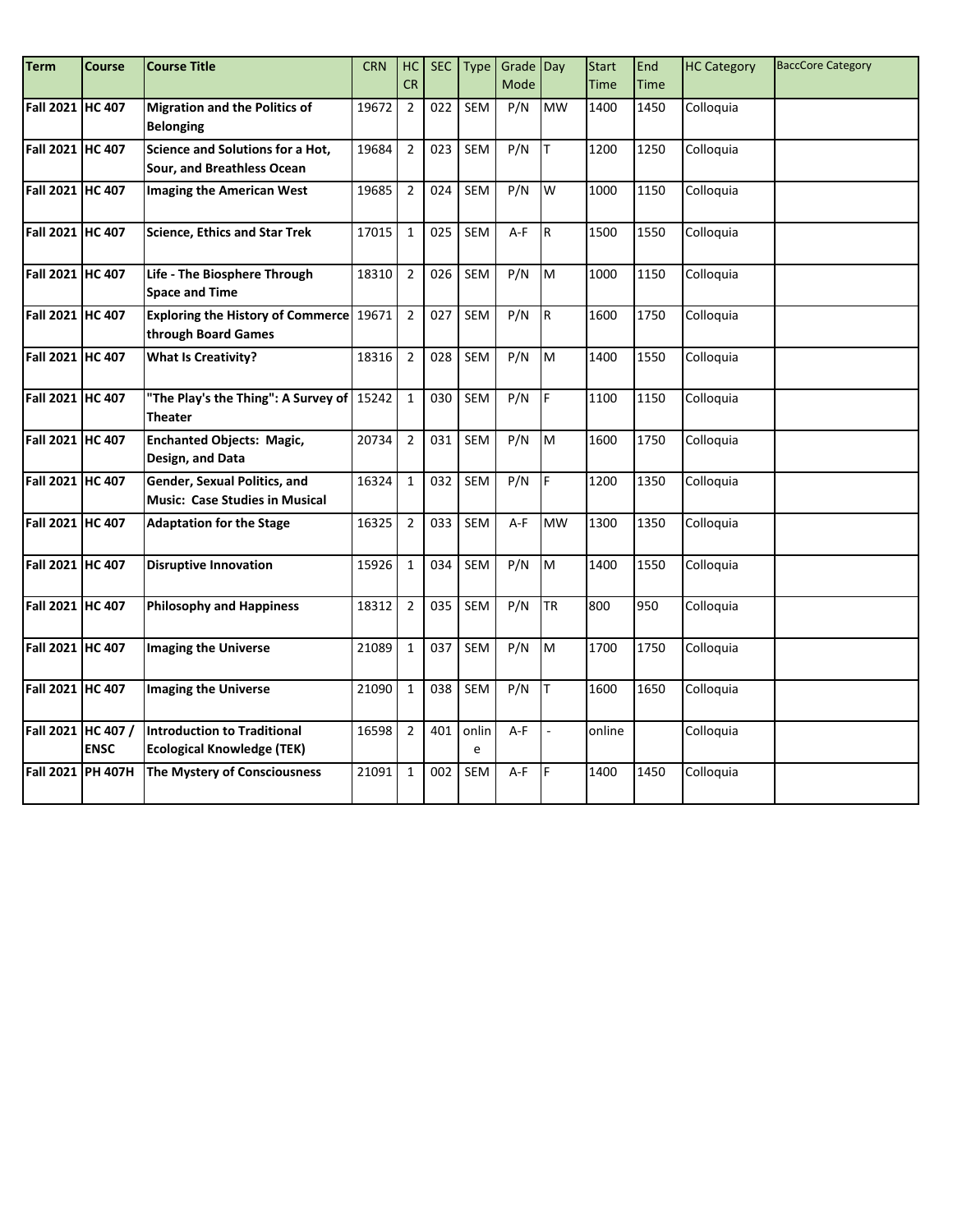| Term | Course | Course Title | CRN | HC CR | SEC | Type | Grade Mode | Day | Start Time | End Time | HC Category | BaccCore Category |
|---|---|---|---|---|---|---|---|---|---|---|---|---|
| Fall 2021 | HC 407 | Migration and the Politics of Belonging | 19672 | 2 | 022 | SEM | P/N | MW | 1400 | 1450 | Colloquia | |
| Fall 2021 | HC 407 | Science and Solutions for a Hot, Sour, and Breathless Ocean | 19684 | 2 | 023 | SEM | P/N | T | 1200 | 1250 | Colloquia | |
| Fall 2021 | HC 407 | Imaging the American West | 19685 | 2 | 024 | SEM | P/N | W | 1000 | 1150 | Colloquia | |
| Fall 2021 | HC 407 | Science, Ethics and Star Trek | 17015 | 1 | 025 | SEM | A-F | R | 1500 | 1550 | Colloquia | |
| Fall 2021 | HC 407 | Life - The Biosphere Through Space and Time | 18310 | 2 | 026 | SEM | P/N | M | 1000 | 1150 | Colloquia | |
| Fall 2021 | HC 407 | Exploring the History of Commerce through Board Games | 19671 | 2 | 027 | SEM | P/N | R | 1600 | 1750 | Colloquia | |
| Fall 2021 | HC 407 | What Is Creativity? | 18316 | 2 | 028 | SEM | P/N | M | 1400 | 1550 | Colloquia | |
| Fall 2021 | HC 407 | "The Play's the Thing": A Survey of Theater | 15242 | 1 | 030 | SEM | P/N | F | 1100 | 1150 | Colloquia | |
| Fall 2021 | HC 407 | Enchanted Objects: Magic, Design, and Data | 20734 | 2 | 031 | SEM | P/N | M | 1600 | 1750 | Colloquia | |
| Fall 2021 | HC 407 | Gender, Sexual Politics, and Music: Case Studies in Musical | 16324 | 1 | 032 | SEM | P/N | F | 1200 | 1350 | Colloquia | |
| Fall 2021 | HC 407 | Adaptation for the Stage | 16325 | 2 | 033 | SEM | A-F | MW | 1300 | 1350 | Colloquia | |
| Fall 2021 | HC 407 | Disruptive Innovation | 15926 | 1 | 034 | SEM | P/N | M | 1400 | 1550 | Colloquia | |
| Fall 2021 | HC 407 | Philosophy and Happiness | 18312 | 2 | 035 | SEM | P/N | TR | 800 | 950 | Colloquia | |
| Fall 2021 | HC 407 | Imaging the Universe | 21089 | 1 | 037 | SEM | P/N | M | 1700 | 1750 | Colloquia | |
| Fall 2021 | HC 407 | Imaging the Universe | 21090 | 1 | 038 | SEM | P/N | T | 1600 | 1650 | Colloquia | |
| Fall 2021 | HC 407 / ENSC | Introduction to Traditional Ecological Knowledge (TEK) | 16598 | 2 | 401 | online | A-F | - | online | | Colloquia | |
| Fall 2021 | PH 407H | The Mystery of Consciousness | 21091 | 1 | 002 | SEM | A-F | F | 1400 | 1450 | Colloquia | |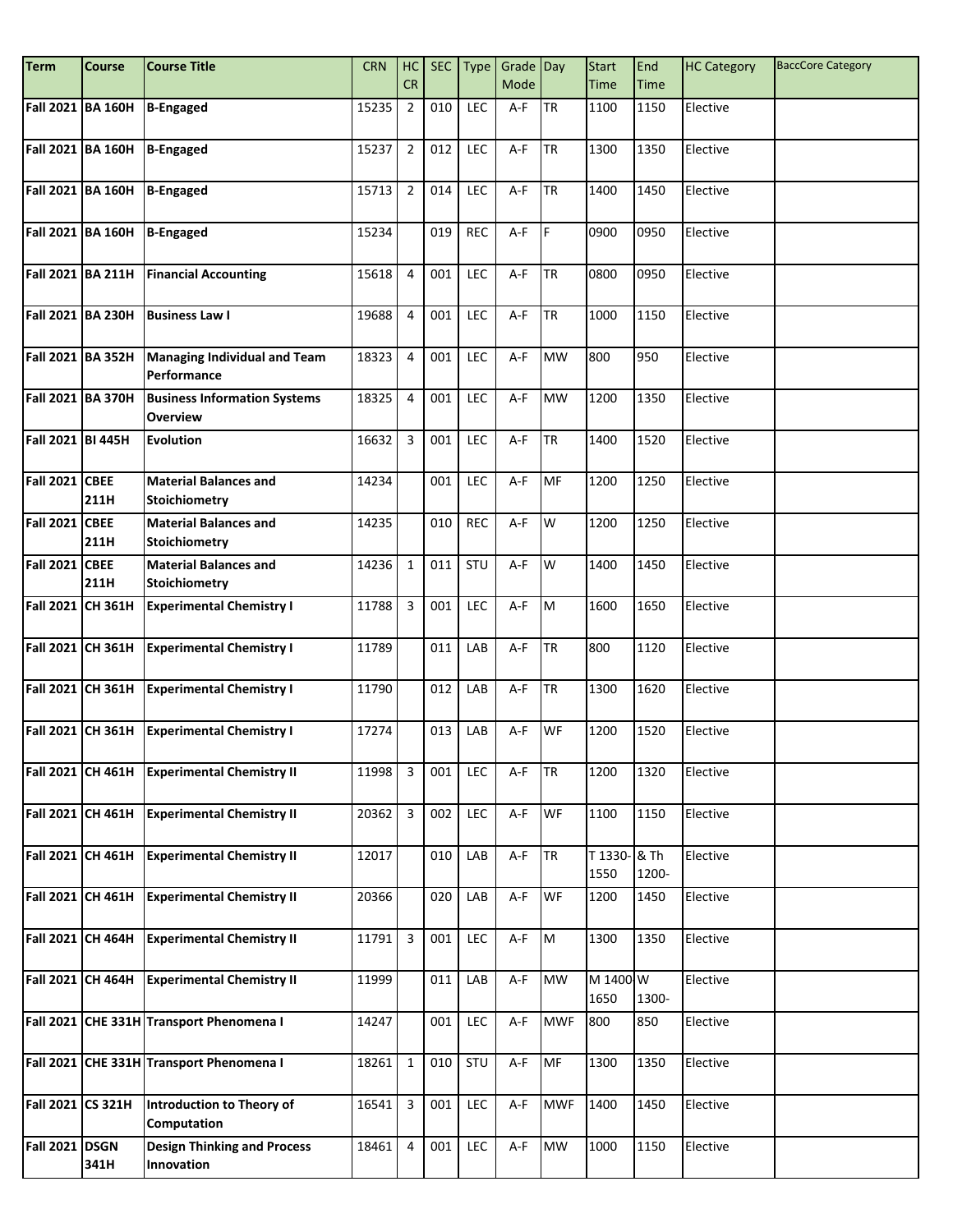| Term | Course | Course Title | CRN | HC CR | SEC | Type | Grade Mode | Day | Start Time | End Time | HC Category | BaccCore Category |
|---|---|---|---|---|---|---|---|---|---|---|---|---|
| **Fall 2021** | **BA 160H** | **B-Engaged** | 15235 | 2 | 010 | LEC | A-F | TR | 1100 | 1150 | Elective | |
| **Fall 2021** | **BA 160H** | **B-Engaged** | 15237 | 2 | 012 | LEC | A-F | TR | 1300 | 1350 | Elective | |
| **Fall 2021** | **BA 160H** | **B-Engaged** | 15713 | 2 | 014 | LEC | A-F | TR | 1400 | 1450 | Elective | |
| **Fall 2021** | **BA 160H** | **B-Engaged** | 15234 | | 019 | REC | A-F | F | 0900 | 0950 | Elective | |
| **Fall 2021** | **BA 211H** | **Financial Accounting** | 15618 | 4 | 001 | LEC | A-F | TR | 0800 | 0950 | Elective | |
| **Fall 2021** | **BA 230H** | **Business Law I** | 19688 | 4 | 001 | LEC | A-F | TR | 1000 | 1150 | Elective | |
| **Fall 2021** | **BA 352H** | **Managing Individual and Team Performance** | 18323 | 4 | 001 | LEC | A-F | MW | 800 | 950 | Elective | |
| **Fall 2021** | **BA 370H** | **Business Information Systems Overview** | 18325 | 4 | 001 | LEC | A-F | MW | 1200 | 1350 | Elective | |
| **Fall 2021** | **BI 445H** | **Evolution** | 16632 | 3 | 001 | LEC | A-F | TR | 1400 | 1520 | Elective | |
| **Fall 2021** | **CBEE 211H** | **Material Balances and Stoichiometry** | 14234 | | 001 | LEC | A-F | MF | 1200 | 1250 | Elective | |
| **Fall 2021** | **CBEE 211H** | **Material Balances and Stoichiometry** | 14235 | | 010 | REC | A-F | W | 1200 | 1250 | Elective | |
| **Fall 2021** | **CBEE 211H** | **Material Balances and Stoichiometry** | 14236 | 1 | 011 | STU | A-F | W | 1400 | 1450 | Elective | |
| **Fall 2021** | **CH 361H** | **Experimental Chemistry I** | 11788 | 3 | 001 | LEC | A-F | M | 1600 | 1650 | Elective | |
| **Fall 2021** | **CH 361H** | **Experimental Chemistry I** | 11789 | | 011 | LAB | A-F | TR | 800 | 1120 | Elective | |
| **Fall 2021** | **CH 361H** | **Experimental Chemistry I** | 11790 | | 012 | LAB | A-F | TR | 1300 | 1620 | Elective | |
| **Fall 2021** | **CH 361H** | **Experimental Chemistry I** | 17274 | | 013 | LAB | A-F | WF | 1200 | 1520 | Elective | |
| **Fall 2021** | **CH 461H** | **Experimental Chemistry II** | 11998 | 3 | 001 | LEC | A-F | TR | 1200 | 1320 | Elective | |
| **Fall 2021** | **CH 461H** | **Experimental Chemistry II** | 20362 | 3 | 002 | LEC | A-F | WF | 1100 | 1150 | Elective | |
| **Fall 2021** | **CH 461H** | **Experimental Chemistry II** | 12017 | | 010 | LAB | A-F | TR | T 1330-1550 | & Th 1200- | Elective | |
| **Fall 2021** | **CH 461H** | **Experimental Chemistry II** | 20366 | | 020 | LAB | A-F | WF | 1200 | 1450 | Elective | |
| **Fall 2021** | **CH 464H** | **Experimental Chemistry II** | 11791 | 3 | 001 | LEC | A-F | M | 1300 | 1350 | Elective | |
| **Fall 2021** | **CH 464H** | **Experimental Chemistry II** | 11999 | | 011 | LAB | A-F | MW | M 1400 1650 | W 1300- | Elective | |
| **Fall 2021** | **CHE 331H** | **Transport Phenomena I** | 14247 | | 001 | LEC | A-F | MWF | 800 | 850 | Elective | |
| **Fall 2021** | **CHE 331H** | **Transport Phenomena I** | 18261 | 1 | 010 | STU | A-F | MF | 1300 | 1350 | Elective | |
| **Fall 2021** | **CS 321H** | **Introduction to Theory of Computation** | 16541 | 3 | 001 | LEC | A-F | MWF | 1400 | 1450 | Elective | |
| **Fall 2021** | **DSGN 341H** | **Design Thinking and Process Innovation** | 18461 | 4 | 001 | LEC | A-F | MW | 1000 | 1150 | Elective | |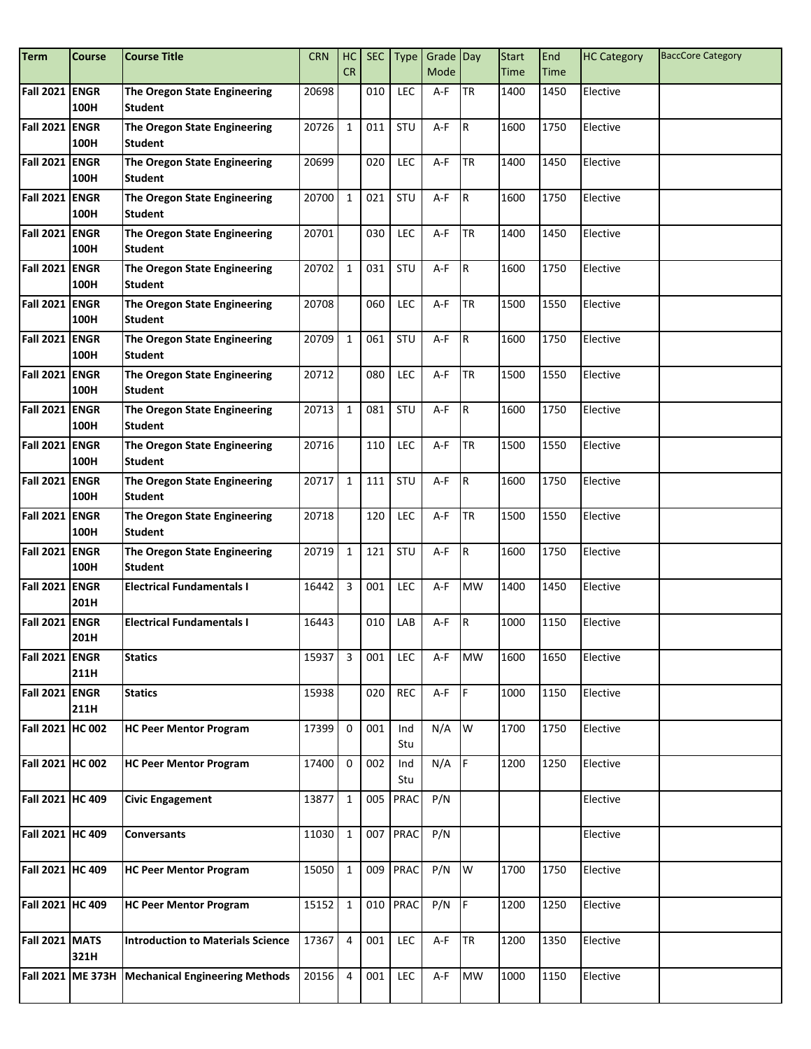| Term | Course | Course Title | CRN | HC CR | SEC | Type | Grade Mode | Day | Start Time | End Time | HC Category | BaccCore Category |
|---|---|---|---|---|---|---|---|---|---|---|---|---|
| **Fall 2021** | **ENGR 100H** | **The Oregon State Engineering Student** | 20698 | | 010 | LEC | A-F | TR | 1400 | 1450 | Elective | |
| **Fall 2021** | **ENGR 100H** | **The Oregon State Engineering Student** | 20726 | 1 | 011 | STU | A-F | R | 1600 | 1750 | Elective | |
| **Fall 2021** | **ENGR 100H** | **The Oregon State Engineering Student** | 20699 | | 020 | LEC | A-F | TR | 1400 | 1450 | Elective | |
| **Fall 2021** | **ENGR 100H** | **The Oregon State Engineering Student** | 20700 | 1 | 021 | STU | A-F | R | 1600 | 1750 | Elective | |
| **Fall 2021** | **ENGR 100H** | **The Oregon State Engineering Student** | 20701 | | 030 | LEC | A-F | TR | 1400 | 1450 | Elective | |
| **Fall 2021** | **ENGR 100H** | **The Oregon State Engineering Student** | 20702 | 1 | 031 | STU | A-F | R | 1600 | 1750 | Elective | |
| **Fall 2021** | **ENGR 100H** | **The Oregon State Engineering Student** | 20708 | | 060 | LEC | A-F | TR | 1500 | 1550 | Elective | |
| **Fall 2021** | **ENGR 100H** | **The Oregon State Engineering Student** | 20709 | 1 | 061 | STU | A-F | R | 1600 | 1750 | Elective | |
| **Fall 2021** | **ENGR 100H** | **The Oregon State Engineering Student** | 20712 | | 080 | LEC | A-F | TR | 1500 | 1550 | Elective | |
| **Fall 2021** | **ENGR 100H** | **The Oregon State Engineering Student** | 20713 | 1 | 081 | STU | A-F | R | 1600 | 1750 | Elective | |
| **Fall 2021** | **ENGR 100H** | **The Oregon State Engineering Student** | 20716 | | 110 | LEC | A-F | TR | 1500 | 1550 | Elective | |
| **Fall 2021** | **ENGR 100H** | **The Oregon State Engineering Student** | 20717 | 1 | 111 | STU | A-F | R | 1600 | 1750 | Elective | |
| **Fall 2021** | **ENGR 100H** | **The Oregon State Engineering Student** | 20718 | | 120 | LEC | A-F | TR | 1500 | 1550 | Elective | |
| **Fall 2021** | **ENGR 100H** | **The Oregon State Engineering Student** | 20719 | 1 | 121 | STU | A-F | R | 1600 | 1750 | Elective | |
| **Fall 2021** | **ENGR 201H** | **Electrical Fundamentals I** | 16442 | 3 | 001 | LEC | A-F | MW | 1400 | 1450 | Elective | |
| **Fall 2021** | **ENGR 201H** | **Electrical Fundamentals I** | 16443 | | 010 | LAB | A-F | R | 1000 | 1150 | Elective | |
| **Fall 2021** | **ENGR 211H** | **Statics** | 15937 | 3 | 001 | LEC | A-F | MW | 1600 | 1650 | Elective | |
| **Fall 2021** | **ENGR 211H** | **Statics** | 15938 | | 020 | REC | A-F | F | 1000 | 1150 | Elective | |
| **Fall 2021** | **HC 002** | **HC Peer Mentor Program** | 17399 | 0 | 001 | Ind Stu | N/A | W | 1700 | 1750 | Elective | |
| **Fall 2021** | **HC 002** | **HC Peer Mentor Program** | 17400 | 0 | 002 | Ind Stu | N/A | F | 1200 | 1250 | Elective | |
| **Fall 2021** | **HC 409** | **Civic Engagement** | 13877 | 1 | 005 | PRAC | P/N | | | | Elective | |
| **Fall 2021** | **HC 409** | **Conversants** | 11030 | 1 | 007 | PRAC | P/N | | | | Elective | |
| **Fall 2021** | **HC 409** | **HC Peer Mentor Program** | 15050 | 1 | 009 | PRAC | P/N | W | 1700 | 1750 | Elective | |
| **Fall 2021** | **HC 409** | **HC Peer Mentor Program** | 15152 | 1 | 010 | PRAC | P/N | F | 1200 | 1250 | Elective | |
| **Fall 2021** | **MATS 321H** | **Introduction to Materials Science** | 17367 | 4 | 001 | LEC | A-F | TR | 1200 | 1350 | Elective | |
| **Fall 2021** | **ME 373H** | **Mechanical Engineering Methods** | 20156 | 4 | 001 | LEC | A-F | MW | 1000 | 1150 | Elective | |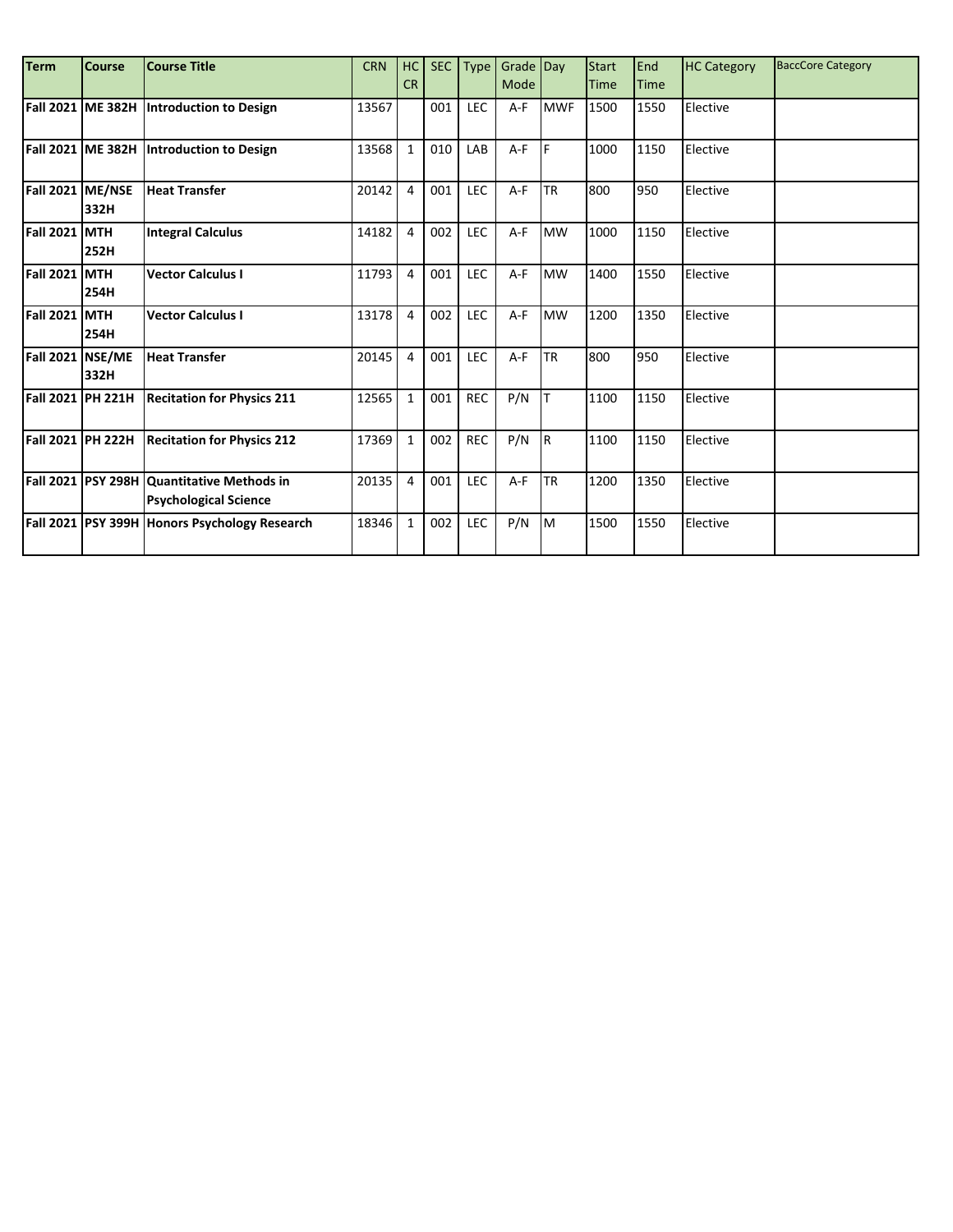| Term | Course | Course Title | CRN | HC CR | SEC | Type | Grade Mode | Day | Start Time | End Time | HC Category | BaccCore Category |
|---|---|---|---|---|---|---|---|---|---|---|---|---|
| **Fall 2021** | **ME 382H** | **Introduction to Design** | 13567 | | 001 | LEC | A-F | MWF | 1500 | 1550 | Elective | |
| **Fall 2021** | **ME 382H** | **Introduction to Design** | 13568 | 1 | 010 | LAB | A-F | F | 1000 | 1150 | Elective | |
| **Fall 2021** | **ME/NSE 332H** | **Heat Transfer** | 20142 | 4 | 001 | LEC | A-F | TR | 800 | 950 | Elective | |
| **Fall 2021** | **MTH 252H** | **Integral Calculus** | 14182 | 4 | 002 | LEC | A-F | MW | 1000 | 1150 | Elective | |
| **Fall 2021** | **MTH 254H** | **Vector Calculus I** | 11793 | 4 | 001 | LEC | A-F | MW | 1400 | 1550 | Elective | |
| **Fall 2021** | **MTH 254H** | **Vector Calculus I** | 13178 | 4 | 002 | LEC | A-F | MW | 1200 | 1350 | Elective | |
| **Fall 2021** | **NSE/ME 332H** | **Heat Transfer** | 20145 | 4 | 001 | LEC | A-F | TR | 800 | 950 | Elective | |
| **Fall 2021** | **PH 221H** | **Recitation for Physics 211** | 12565 | 1 | 001 | REC | P/N | T | 1100 | 1150 | Elective | |
| **Fall 2021** | **PH 222H** | **Recitation for Physics 212** | 17369 | 1 | 002 | REC | P/N | R | 1100 | 1150 | Elective | |
| **Fall 2021** | **PSY 298H** | **Quantitative Methods in Psychological Science** | 20135 | 4 | 001 | LEC | A-F | TR | 1200 | 1350 | Elective | |
| **Fall 2021** | **PSY 399H** | **Honors Psychology Research** | 18346 | 1 | 002 | LEC | P/N | M | 1500 | 1550 | Elective | |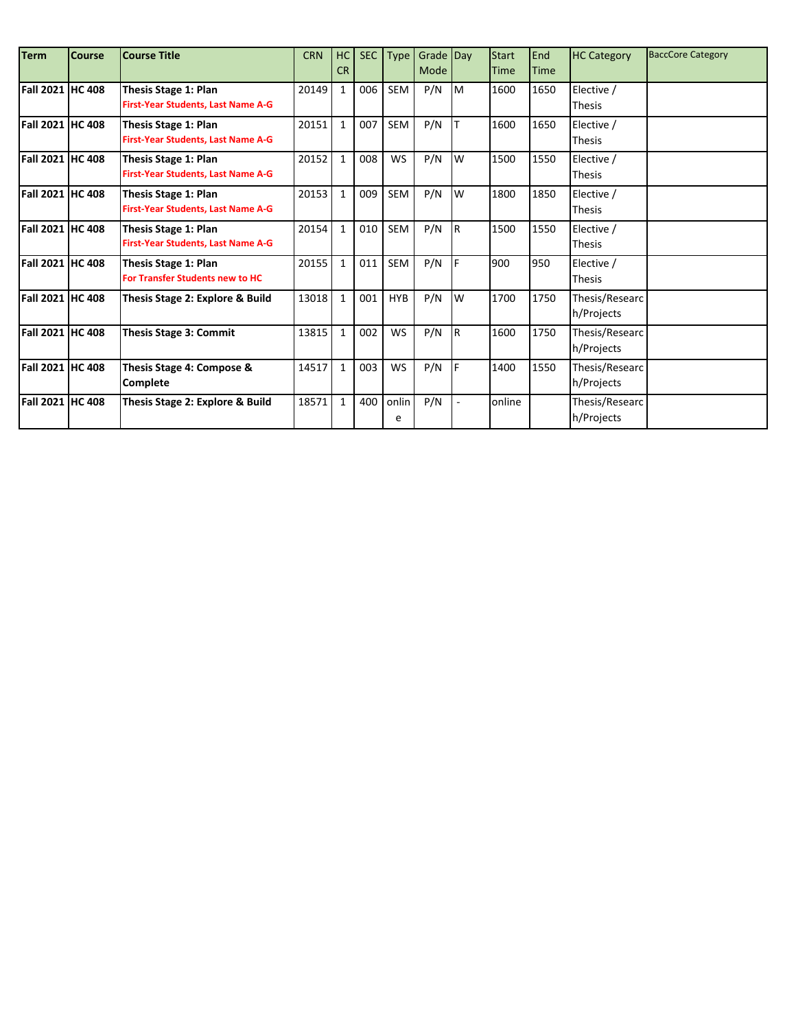| Term | Course | Course Title | CRN | HC CR | SEC | Type | Grade Mode | Day | Start Time | End Time | HC Category | BaccCore Category |
|---|---|---|---|---|---|---|---|---|---|---|---|---|
| **Fall 2021** | **HC 408** | **Thesis Stage 1: Plan** **First-Year Students, Last Name A-G** | 20149 | 1 | 006 | SEM | P/N | M | 1600 | 1650 | Elective / Thesis | |
| **Fall 2021** | **HC 408** | **Thesis Stage 1: Plan** **First-Year Students, Last Name A-G** | 20151 | 1 | 007 | SEM | P/N | T | 1600 | 1650 | Elective / Thesis | |
| **Fall 2021** | **HC 408** | **Thesis Stage 1: Plan** **First-Year Students, Last Name A-G** | 20152 | 1 | 008 | WS | P/N | W | 1500 | 1550 | Elective / Thesis | |
| **Fall 2021** | **HC 408** | **Thesis Stage 1: Plan** **First-Year Students, Last Name A-G** | 20153 | 1 | 009 | SEM | P/N | W | 1800 | 1850 | Elective / Thesis | |
| **Fall 2021** | **HC 408** | **Thesis Stage 1: Plan** **First-Year Students, Last Name A-G** | 20154 | 1 | 010 | SEM | P/N | R | 1500 | 1550 | Elective / Thesis | |
| **Fall 2021** | **HC 408** | **Thesis Stage 1: Plan** **For Transfer Students new to HC** | 20155 | 1 | 011 | SEM | P/N | F | 900 | 950 | Elective / Thesis | |
| **Fall 2021** | **HC 408** | **Thesis Stage 2: Explore & Build** | 13018 | 1 | 001 | HYB | P/N | W | 1700 | 1750 | Thesis/Research/Projects | |
| **Fall 2021** | **HC 408** | **Thesis Stage 3: Commit** | 13815 | 1 | 002 | WS | P/N | R | 1600 | 1750 | Thesis/Research/Projects | |
| **Fall 2021** | **HC 408** | **Thesis Stage 4: Compose & Complete** | 14517 | 1 | 003 | WS | P/N | F | 1400 | 1550 | Thesis/Research/Projects | |
| **Fall 2021** | **HC 408** | **Thesis Stage 2: Explore & Build** | 18571 | 1 | 400 | online | P/N | - | online | | Thesis/Research/Projects | |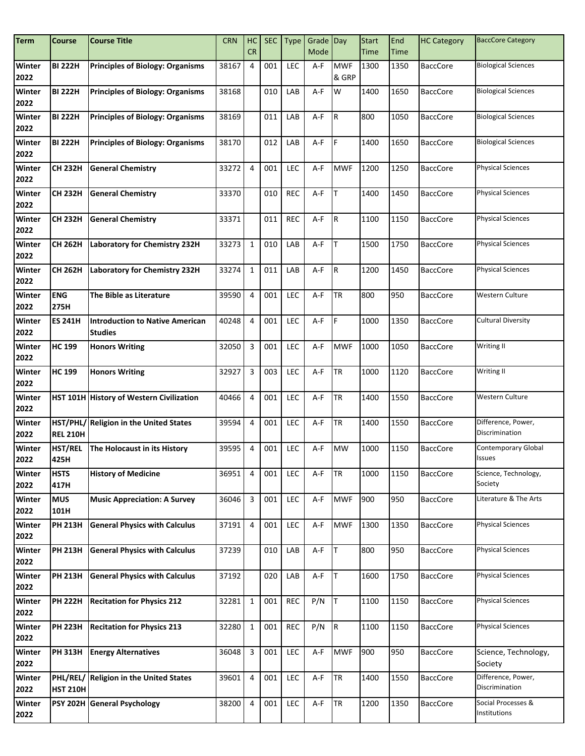| Term | Course | Course Title | CRN | HC CR | SEC | Type | Grade Mode | Day | Start Time | End Time | HC Category | BaccCore Category |
|---|---|---|---|---|---|---|---|---|---|---|---|---|
| Winter 2022 | BI 222H | Principles of Biology: Organisms | 38167 | 4 | 001 | LEC | A-F | MWF & GRP | 1300 | 1350 | BaccCore | Biological Sciences |
| Winter 2022 | BI 222H | Principles of Biology: Organisms | 38168 | | 010 | LAB | A-F | W | 1400 | 1650 | BaccCore | Biological Sciences |
| Winter 2022 | BI 222H | Principles of Biology: Organisms | 38169 | | 011 | LAB | A-F | R | 800 | 1050 | BaccCore | Biological Sciences |
| Winter 2022 | BI 222H | Principles of Biology: Organisms | 38170 | | 012 | LAB | A-F | F | 1400 | 1650 | BaccCore | Biological Sciences |
| Winter 2022 | CH 232H | General Chemistry | 33272 | 4 | 001 | LEC | A-F | MWF | 1200 | 1250 | BaccCore | Physical Sciences |
| Winter 2022 | CH 232H | General Chemistry | 33370 | | 010 | REC | A-F | T | 1400 | 1450 | BaccCore | Physical Sciences |
| Winter 2022 | CH 232H | General Chemistry | 33371 | | 011 | REC | A-F | R | 1100 | 1150 | BaccCore | Physical Sciences |
| Winter 2022 | CH 262H | Laboratory for Chemistry 232H | 33273 | 1 | 010 | LAB | A-F | T | 1500 | 1750 | BaccCore | Physical Sciences |
| Winter 2022 | CH 262H | Laboratory for Chemistry 232H | 33274 | 1 | 011 | LAB | A-F | R | 1200 | 1450 | BaccCore | Physical Sciences |
| Winter 2022 | ENG 275H | The Bible as Literature | 39590 | 4 | 001 | LEC | A-F | TR | 800 | 950 | BaccCore | Western Culture |
| Winter 2022 | ES 241H | Introduction to Native American Studies | 40248 | 4 | 001 | LEC | A-F | F | 1000 | 1350 | BaccCore | Cultural Diversity |
| Winter 2022 | HC 199 | Honors Writing | 32050 | 3 | 001 | LEC | A-F | MWF | 1000 | 1050 | BaccCore | Writing II |
| Winter 2022 | HC 199 | Honors Writing | 32927 | 3 | 003 | LEC | A-F | TR | 1000 | 1120 | BaccCore | Writing II |
| Winter 2022 | HST 101H | History of Western Civilization | 40466 | 4 | 001 | LEC | A-F | TR | 1400 | 1550 | BaccCore | Western Culture |
| Winter 2022 | HST/PHL/ REL 210H | Religion in the United States | 39594 | 4 | 001 | LEC | A-F | TR | 1400 | 1550 | BaccCore | Difference, Power, Discrimination |
| Winter 2022 | HST/REL 425H | The Holocaust in its History | 39595 | 4 | 001 | LEC | A-F | MW | 1000 | 1150 | BaccCore | Contemporary Global Issues |
| Winter 2022 | HSTS 417H | History of Medicine | 36951 | 4 | 001 | LEC | A-F | TR | 1000 | 1150 | BaccCore | Science, Technology, Society |
| Winter 2022 | MUS 101H | Music Appreciation: A Survey | 36046 | 3 | 001 | LEC | A-F | MWF | 900 | 950 | BaccCore | Literature & The Arts |
| Winter 2022 | PH 213H | General Physics with Calculus | 37191 | 4 | 001 | LEC | A-F | MWF | 1300 | 1350 | BaccCore | Physical Sciences |
| Winter 2022 | PH 213H | General Physics with Calculus | 37239 | | 010 | LAB | A-F | T | 800 | 950 | BaccCore | Physical Sciences |
| Winter 2022 | PH 213H | General Physics with Calculus | 37192 | | 020 | LAB | A-F | T | 1600 | 1750 | BaccCore | Physical Sciences |
| Winter 2022 | PH 222H | Recitation for Physics 212 | 32281 | 1 | 001 | REC | P/N | T | 1100 | 1150 | BaccCore | Physical Sciences |
| Winter 2022 | PH 223H | Recitation for Physics 213 | 32280 | 1 | 001 | REC | P/N | R | 1100 | 1150 | BaccCore | Physical Sciences |
| Winter 2022 | PH 313H | Energy Alternatives | 36048 | 3 | 001 | LEC | A-F | MWF | 900 | 950 | BaccCore | Science, Technology, Society |
| Winter 2022 | PHL/REL/ HST 210H | Religion in the United States | 39601 | 4 | 001 | LEC | A-F | TR | 1400 | 1550 | BaccCore | Difference, Power, Discrimination |
| Winter 2022 | PSY 202H | General Psychology | 38200 | 4 | 001 | LEC | A-F | TR | 1200 | 1350 | BaccCore | Social Processes & Institutions |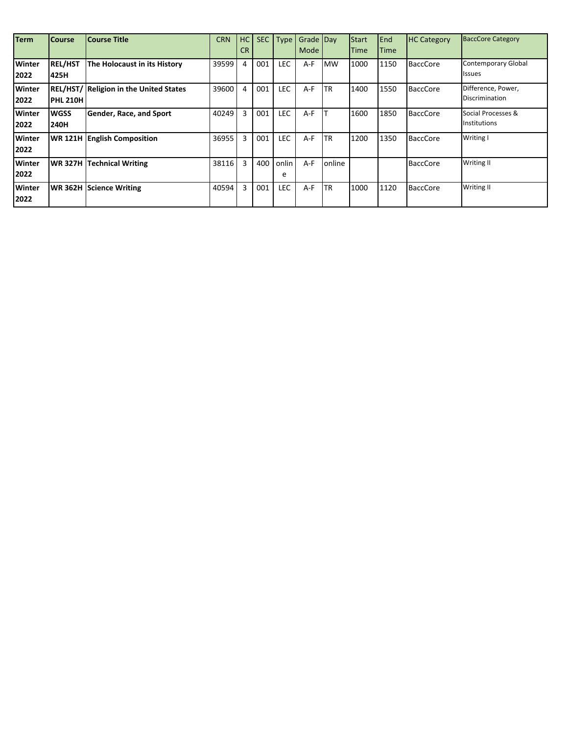| Term | Course | Course Title | CRN | HC CR | SEC | Type | Grade Mode | Day | Start Time | End Time | HC Category | BaccCore Category |
|---|---|---|---|---|---|---|---|---|---|---|---|---|
| Winter 2022 | REL/HST 425H | The Holocaust in its History | 39599 | 4 | 001 | LEC | A-F | MW | 1000 | 1150 | BaccCore | Contemporary Global Issues |
| Winter 2022 | REL/HST/ PHL 210H | Religion in the United States | 39600 | 4 | 001 | LEC | A-F | TR | 1400 | 1550 | BaccCore | Difference, Power, Discrimination |
| Winter 2022 | WGSS 240H | Gender, Race, and Sport | 40249 | 3 | 001 | LEC | A-F | T | 1600 | 1850 | BaccCore | Social Processes & Institutions |
| Winter 2022 | WR 121H | English Composition | 36955 | 3 | 001 | LEC | A-F | TR | 1200 | 1350 | BaccCore | Writing I |
| Winter 2022 | WR 327H | Technical Writing | 38116 | 3 | 400 | online | A-F | online | | | BaccCore | Writing II |
| Winter 2022 | WR 362H | Science Writing | 40594 | 3 | 001 | LEC | A-F | TR | 1000 | 1120 | BaccCore | Writing II |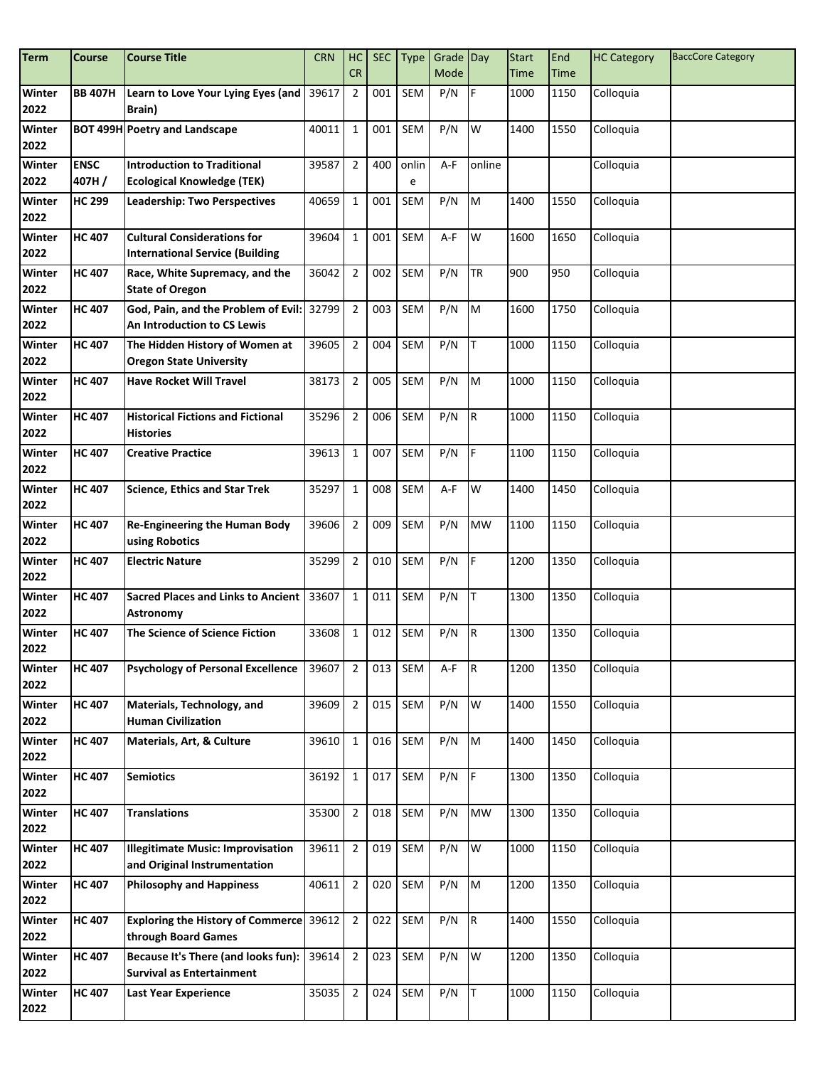| Term | Course | Course Title | CRN | HC CR | SEC | Type | Grade Mode | Day | Start Time | End Time | HC Category | BaccCore Category |
|---|---|---|---|---|---|---|---|---|---|---|---|---|
| Winter 2022 | BB 407H | Learn to Love Your Lying Eyes (and Brain) | 39617 | 2 | 001 | SEM | P/N | F | 1000 | 1150 | Colloquia | |
| Winter 2022 | BOT 499H | Poetry and Landscape | 40011 | 1 | 001 | SEM | P/N | W | 1400 | 1550 | Colloquia | |
| Winter 2022 | ENSC 407H / | Introduction to Traditional Ecological Knowledge (TEK) | 39587 | 2 | 400 | online | A-F | online | | | Colloquia | |
| Winter 2022 | HC 299 | Leadership: Two Perspectives | 40659 | 1 | 001 | SEM | P/N | M | 1400 | 1550 | Colloquia | |
| Winter 2022 | HC 407 | Cultural Considerations for International Service (Building | 39604 | 1 | 001 | SEM | A-F | W | 1600 | 1650 | Colloquia | |
| Winter 2022 | HC 407 | Race, White Supremacy, and the State of Oregon | 36042 | 2 | 002 | SEM | P/N | TR | 900 | 950 | Colloquia | |
| Winter 2022 | HC 407 | God, Pain, and the Problem of Evil: An Introduction to CS Lewis | 32799 | 2 | 003 | SEM | P/N | M | 1600 | 1750 | Colloquia | |
| Winter 2022 | HC 407 | The Hidden History of Women at Oregon State University | 39605 | 2 | 004 | SEM | P/N | T | 1000 | 1150 | Colloquia | |
| Winter 2022 | HC 407 | Have Rocket Will Travel | 38173 | 2 | 005 | SEM | P/N | M | 1000 | 1150 | Colloquia | |
| Winter 2022 | HC 407 | Historical Fictions and Fictional Histories | 35296 | 2 | 006 | SEM | P/N | R | 1000 | 1150 | Colloquia | |
| Winter 2022 | HC 407 | Creative Practice | 39613 | 1 | 007 | SEM | P/N | F | 1100 | 1150 | Colloquia | |
| Winter 2022 | HC 407 | Science, Ethics and Star Trek | 35297 | 1 | 008 | SEM | A-F | W | 1400 | 1450 | Colloquia | |
| Winter 2022 | HC 407 | Re-Engineering the Human Body using Robotics | 39606 | 2 | 009 | SEM | P/N | MW | 1100 | 1150 | Colloquia | |
| Winter 2022 | HC 407 | Electric Nature | 35299 | 2 | 010 | SEM | P/N | F | 1200 | 1350 | Colloquia | |
| Winter 2022 | HC 407 | Sacred Places and Links to Ancient Astronomy | 33607 | 1 | 011 | SEM | P/N | T | 1300 | 1350 | Colloquia | |
| Winter 2022 | HC 407 | The Science of Science Fiction | 33608 | 1 | 012 | SEM | P/N | R | 1300 | 1350 | Colloquia | |
| Winter 2022 | HC 407 | Psychology of Personal Excellence | 39607 | 2 | 013 | SEM | A-F | R | 1200 | 1350 | Colloquia | |
| Winter 2022 | HC 407 | Materials, Technology, and Human Civilization | 39609 | 2 | 015 | SEM | P/N | W | 1400 | 1550 | Colloquia | |
| Winter 2022 | HC 407 | Materials, Art, & Culture | 39610 | 1 | 016 | SEM | P/N | M | 1400 | 1450 | Colloquia | |
| Winter 2022 | HC 407 | Semiotics | 36192 | 1 | 017 | SEM | P/N | F | 1300 | 1350 | Colloquia | |
| Winter 2022 | HC 407 | Translations | 35300 | 2 | 018 | SEM | P/N | MW | 1300 | 1350 | Colloquia | |
| Winter 2022 | HC 407 | Illegitimate Music: Improvisation and Original Instrumentation | 39611 | 2 | 019 | SEM | P/N | W | 1000 | 1150 | Colloquia | |
| Winter 2022 | HC 407 | Philosophy and Happiness | 40611 | 2 | 020 | SEM | P/N | M | 1200 | 1350 | Colloquia | |
| Winter 2022 | HC 407 | Exploring the History of Commerce through Board Games | 39612 | 2 | 022 | SEM | P/N | R | 1400 | 1550 | Colloquia | |
| Winter 2022 | HC 407 | Because It's There (and looks fun): Survival as Entertainment | 39614 | 2 | 023 | SEM | P/N | W | 1200 | 1350 | Colloquia | |
| Winter 2022 | HC 407 | Last Year Experience | 35035 | 2 | 024 | SEM | P/N | T | 1000 | 1150 | Colloquia | |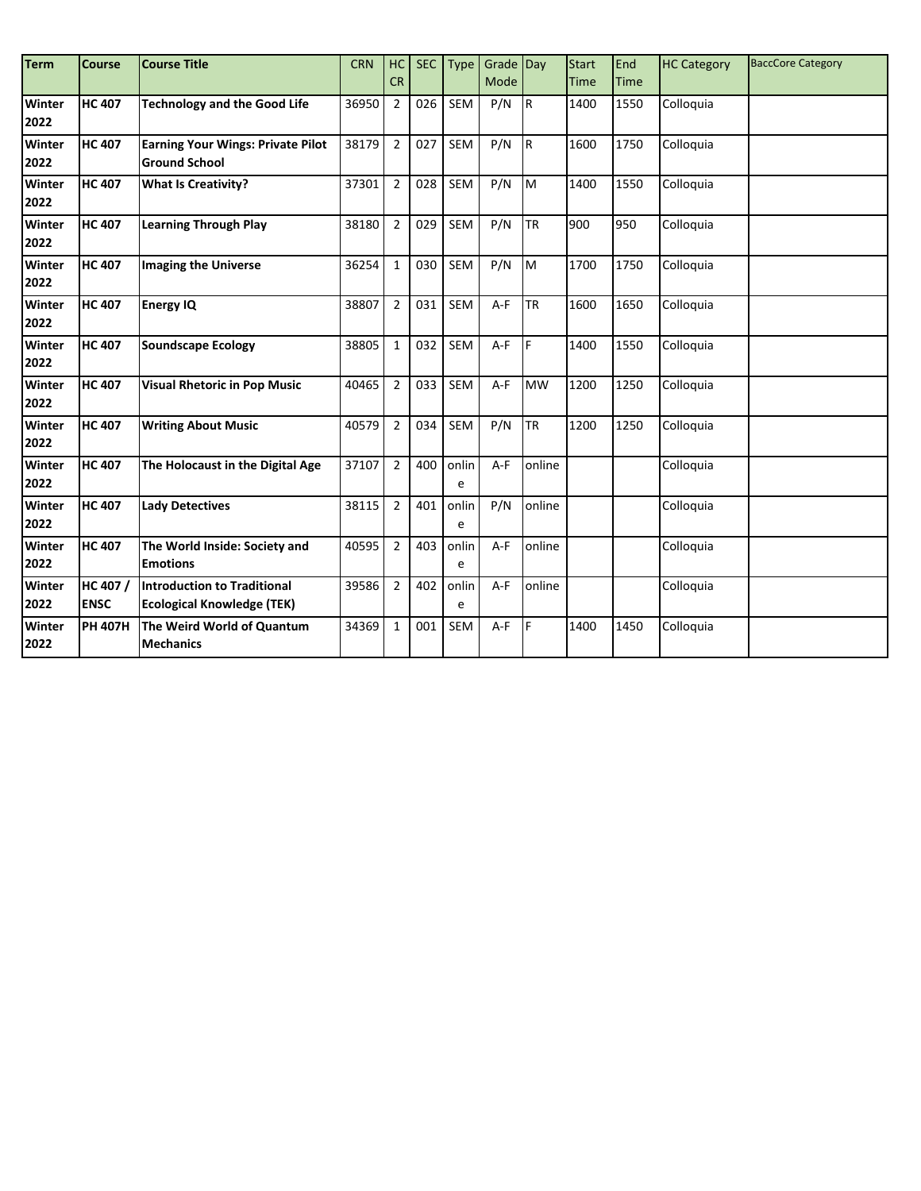| Term | Course | Course Title | CRN | HC CR | SEC | Type | Grade Mode | Day | Start Time | End Time | HC Category | BaccCore Category |
|---|---|---|---|---|---|---|---|---|---|---|---|---|
| **Winter 2022** | **HC 407** | **Technology and the Good Life** | 36950 | 2 | 026 | SEM | P/N | R | 1400 | 1550 | Colloquia | |
| **Winter 2022** | **HC 407** | **Earning Your Wings: Private Pilot Ground School** | 38179 | 2 | 027 | SEM | P/N | R | 1600 | 1750 | Colloquia | |
| **Winter 2022** | **HC 407** | **What Is Creativity?** | 37301 | 2 | 028 | SEM | P/N | M | 1400 | 1550 | Colloquia | |
| **Winter 2022** | **HC 407** | **Learning Through Play** | 38180 | 2 | 029 | SEM | P/N | TR | 900 | 950 | Colloquia | |
| **Winter 2022** | **HC 407** | **Imaging the Universe** | 36254 | 1 | 030 | SEM | P/N | M | 1700 | 1750 | Colloquia | |
| **Winter 2022** | **HC 407** | **Energy IQ** | 38807 | 2 | 031 | SEM | A-F | TR | 1600 | 1650 | Colloquia | |
| **Winter 2022** | **HC 407** | **Soundscape Ecology** | 38805 | 1 | 032 | SEM | A-F | F | 1400 | 1550 | Colloquia | |
| **Winter 2022** | **HC 407** | **Visual Rhetoric in Pop Music** | 40465 | 2 | 033 | SEM | A-F | MW | 1200 | 1250 | Colloquia | |
| **Winter 2022** | **HC 407** | **Writing About Music** | 40579 | 2 | 034 | SEM | P/N | TR | 1200 | 1250 | Colloquia | |
| **Winter 2022** | **HC 407** | **The Holocaust in the Digital Age** | 37107 | 2 | 400 | online | A-F | online | | | Colloquia | |
| **Winter 2022** | **HC 407** | **Lady Detectives** | 38115 | 2 | 401 | online | P/N | online | | | Colloquia | |
| **Winter 2022** | **HC 407** | **The World Inside: Society and Emotions** | 40595 | 2 | 403 | online | A-F | online | | | Colloquia | |
| **Winter 2022** | **HC 407 / ENSC** | **Introduction to Traditional Ecological Knowledge (TEK)** | 39586 | 2 | 402 | online | A-F | online | | | Colloquia | |
| **Winter 2022** | **PH 407H** | **The Weird World of Quantum Mechanics** | 34369 | 1 | 001 | SEM | A-F | F | 1400 | 1450 | Colloquia | |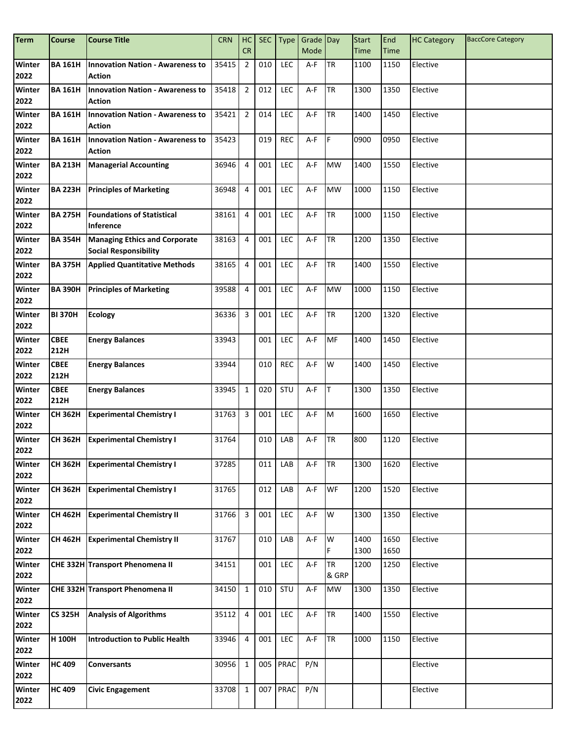| Term | Course | Course Title | CRN | HC CR | SEC | Type | Grade Mode | Day | Start Time | End Time | HC Category | BaccCore Category |
|---|---|---|---|---|---|---|---|---|---|---|---|---|
| Winter 2022 | BA 161H | Innovation Nation - Awareness to Action | 35415 | 2 | 010 | LEC | A-F | TR | 1100 | 1150 | Elective | |
| Winter 2022 | BA 161H | Innovation Nation - Awareness to Action | 35418 | 2 | 012 | LEC | A-F | TR | 1300 | 1350 | Elective | |
| Winter 2022 | BA 161H | Innovation Nation - Awareness to Action | 35421 | 2 | 014 | LEC | A-F | TR | 1400 | 1450 | Elective | |
| Winter 2022 | BA 161H | Innovation Nation - Awareness to Action | 35423 | | 019 | REC | A-F | F | 0900 | 0950 | Elective | |
| Winter 2022 | BA 213H | Managerial Accounting | 36946 | 4 | 001 | LEC | A-F | MW | 1400 | 1550 | Elective | |
| Winter 2022 | BA 223H | Principles of Marketing | 36948 | 4 | 001 | LEC | A-F | MW | 1000 | 1150 | Elective | |
| Winter 2022 | BA 275H | Foundations of Statistical Inference | 38161 | 4 | 001 | LEC | A-F | TR | 1000 | 1150 | Elective | |
| Winter 2022 | BA 354H | Managing Ethics and Corporate Social Responsibility | 38163 | 4 | 001 | LEC | A-F | TR | 1200 | 1350 | Elective | |
| Winter 2022 | BA 375H | Applied Quantitative Methods | 38165 | 4 | 001 | LEC | A-F | TR | 1400 | 1550 | Elective | |
| Winter 2022 | BA 390H | Principles of Marketing | 39588 | 4 | 001 | LEC | A-F | MW | 1000 | 1150 | Elective | |
| Winter 2022 | BI 370H | Ecology | 36336 | 3 | 001 | LEC | A-F | TR | 1200 | 1320 | Elective | |
| Winter 2022 | CBEE 212H | Energy Balances | 33943 | | 001 | LEC | A-F | MF | 1400 | 1450 | Elective | |
| Winter 2022 | CBEE 212H | Energy Balances | 33944 | | 010 | REC | A-F | W | 1400 | 1450 | Elective | |
| Winter 2022 | CBEE 212H | Energy Balances | 33945 | 1 | 020 | STU | A-F | T | 1300 | 1350 | Elective | |
| Winter 2022 | CH 362H | Experimental Chemistry I | 31763 | 3 | 001 | LEC | A-F | M | 1600 | 1650 | Elective | |
| Winter 2022 | CH 362H | Experimental Chemistry I | 31764 | | 010 | LAB | A-F | TR | 800 | 1120 | Elective | |
| Winter 2022 | CH 362H | Experimental Chemistry I | 37285 | | 011 | LAB | A-F | TR | 1300 | 1620 | Elective | |
| Winter 2022 | CH 362H | Experimental Chemistry I | 31765 | | 012 | LAB | A-F | WF | 1200 | 1520 | Elective | |
| Winter 2022 | CH 462H | Experimental Chemistry II | 31766 | 3 | 001 | LEC | A-F | W | 1300 | 1350 | Elective | |
| Winter 2022 | CH 462H | Experimental Chemistry II | 31767 | | 010 | LAB | A-F | W F | 1400 1300 | 1650 1650 | Elective | |
| Winter 2022 | CHE 332H | Transport Phenomena II | 34151 | | 001 | LEC | A-F | TR & GRP | 1200 | 1250 | Elective | |
| Winter 2022 | CHE 332H | Transport Phenomena II | 34150 | 1 | 010 | STU | A-F | MW | 1300 | 1350 | Elective | |
| Winter 2022 | CS 325H | Analysis of Algorithms | 35112 | 4 | 001 | LEC | A-F | TR | 1400 | 1550 | Elective | |
| Winter 2022 | H 100H | Introduction to Public Health | 33946 | 4 | 001 | LEC | A-F | TR | 1000 | 1150 | Elective | |
| Winter 2022 | HC 409 | Conversants | 30956 | 1 | 005 | PRAC | P/N | | | | Elective | |
| Winter 2022 | HC 409 | Civic Engagement | 33708 | 1 | 007 | PRAC | P/N | | | | Elective | |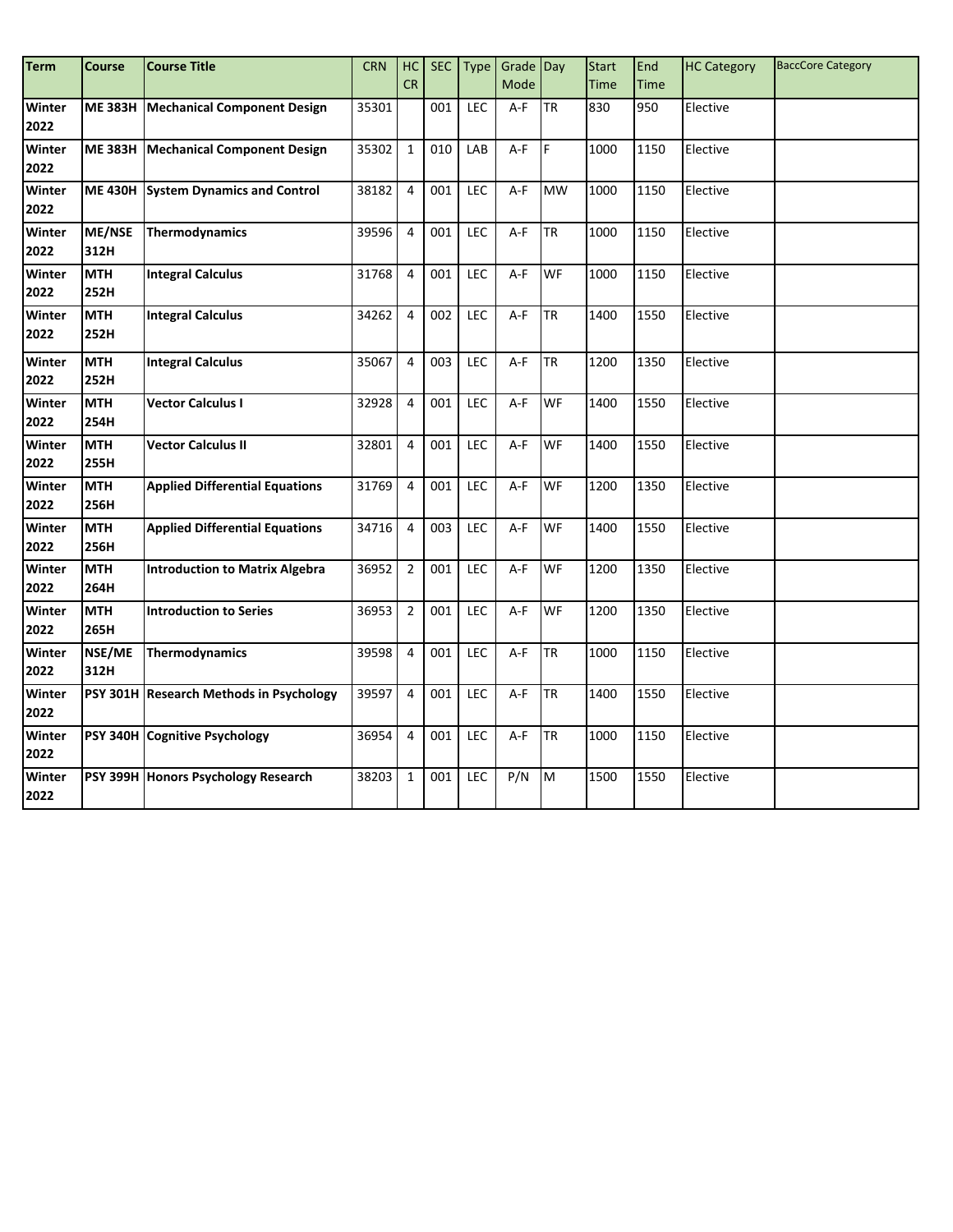| Term | Course | Course Title | CRN | HC CR | SEC | Type | Grade Mode | Day | Start Time | End Time | HC Category | BaccCore Category |
|---|---|---|---|---|---|---|---|---|---|---|---|---|
| **Winter 2022** | **ME 383H** | **Mechanical Component Design** | 35301 | | 001 | LEC | A-F | TR | 830 | 950 | Elective | |
| **Winter 2022** | **ME 383H** | **Mechanical Component Design** | 35302 | 1 | 010 | LAB | A-F | F | 1000 | 1150 | Elective | |
| **Winter 2022** | **ME 430H** | **System Dynamics and Control** | 38182 | 4 | 001 | LEC | A-F | MW | 1000 | 1150 | Elective | |
| **Winter 2022** | **ME/NSE 312H** | **Thermodynamics** | 39596 | 4 | 001 | LEC | A-F | TR | 1000 | 1150 | Elective | |
| **Winter 2022** | **MTH 252H** | **Integral Calculus** | 31768 | 4 | 001 | LEC | A-F | WF | 1000 | 1150 | Elective | |
| **Winter 2022** | **MTH 252H** | **Integral Calculus** | 34262 | 4 | 002 | LEC | A-F | TR | 1400 | 1550 | Elective | |
| **Winter 2022** | **MTH 252H** | **Integral Calculus** | 35067 | 4 | 003 | LEC | A-F | TR | 1200 | 1350 | Elective | |
| **Winter 2022** | **MTH 254H** | **Vector Calculus I** | 32928 | 4 | 001 | LEC | A-F | WF | 1400 | 1550 | Elective | |
| **Winter 2022** | **MTH 255H** | **Vector Calculus II** | 32801 | 4 | 001 | LEC | A-F | WF | 1400 | 1550 | Elective | |
| **Winter 2022** | **MTH 256H** | **Applied Differential Equations** | 31769 | 4 | 001 | LEC | A-F | WF | 1200 | 1350 | Elective | |
| **Winter 2022** | **MTH 256H** | **Applied Differential Equations** | 34716 | 4 | 003 | LEC | A-F | WF | 1400 | 1550 | Elective | |
| **Winter 2022** | **MTH 264H** | **Introduction to Matrix Algebra** | 36952 | 2 | 001 | LEC | A-F | WF | 1200 | 1350 | Elective | |
| **Winter 2022** | **MTH 265H** | **Introduction to Series** | 36953 | 2 | 001 | LEC | A-F | WF | 1200 | 1350 | Elective | |
| **Winter 2022** | **NSE/ME 312H** | **Thermodynamics** | 39598 | 4 | 001 | LEC | A-F | TR | 1000 | 1150 | Elective | |
| **Winter 2022** | **PSY 301H** | **Research Methods in Psychology** | 39597 | 4 | 001 | LEC | A-F | TR | 1400 | 1550 | Elective | |
| **Winter 2022** | **PSY 340H** | **Cognitive Psychology** | 36954 | 4 | 001 | LEC | A-F | TR | 1000 | 1150 | Elective | |
| **Winter 2022** | **PSY 399H** | **Honors Psychology Research** | 38203 | 1 | 001 | LEC | P/N | M | 1500 | 1550 | Elective | |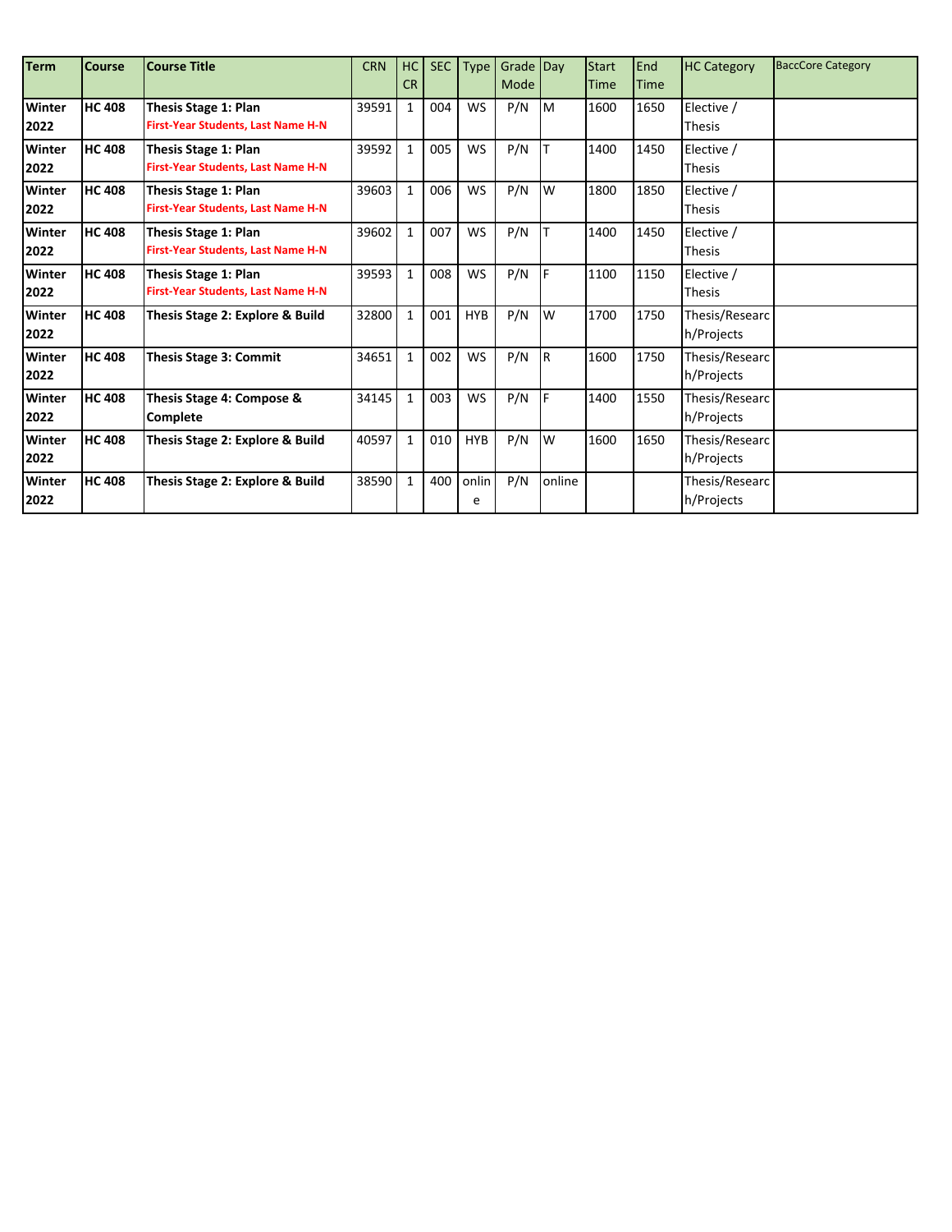| Term | Course | Course Title | CRN | HC CR | SEC | Type | Grade Mode | Day | Start Time | End Time | HC Category | BaccCore Category |
|---|---|---|---|---|---|---|---|---|---|---|---|---|
| **Winter 2022** | **HC 408** | **Thesis Stage 1: Plan** **First-Year Students, Last Name H-N** | 39591 | 1 | 004 | WS | P/N | M | 1600 | 1650 | Elective / Thesis | |
| **Winter 2022** | **HC 408** | **Thesis Stage 1: Plan** **First-Year Students, Last Name H-N** | 39592 | 1 | 005 | WS | P/N | T | 1400 | 1450 | Elective / Thesis | |
| **Winter 2022** | **HC 408** | **Thesis Stage 1: Plan** **First-Year Students, Last Name H-N** | 39603 | 1 | 006 | WS | P/N | W | 1800 | 1850 | Elective / Thesis | |
| **Winter 2022** | **HC 408** | **Thesis Stage 1: Plan** **First-Year Students, Last Name H-N** | 39602 | 1 | 007 | WS | P/N | T | 1400 | 1450 | Elective / Thesis | |
| **Winter 2022** | **HC 408** | **Thesis Stage 1: Plan** **First-Year Students, Last Name H-N** | 39593 | 1 | 008 | WS | P/N | F | 1100 | 1150 | Elective / Thesis | |
| **Winter 2022** | **HC 408** | **Thesis Stage 2: Explore & Build** | 32800 | 1 | 001 | HYB | P/N | W | 1700 | 1750 | Thesis/Research/Projects | |
| **Winter 2022** | **HC 408** | **Thesis Stage 3: Commit** | 34651 | 1 | 002 | WS | P/N | R | 1600 | 1750 | Thesis/Research/Projects | |
| **Winter 2022** | **HC 408** | **Thesis Stage 4: Compose & Complete** | 34145 | 1 | 003 | WS | P/N | F | 1400 | 1550 | Thesis/Research/Projects | |
| **Winter 2022** | **HC 408** | **Thesis Stage 2: Explore & Build** | 40597 | 1 | 010 | HYB | P/N | W | 1600 | 1650 | Thesis/Research/Projects | |
| **Winter 2022** | **HC 408** | **Thesis Stage 2: Explore & Build** | 38590 | 1 | 400 | online | P/N | online | | | Thesis/Research/Projects | |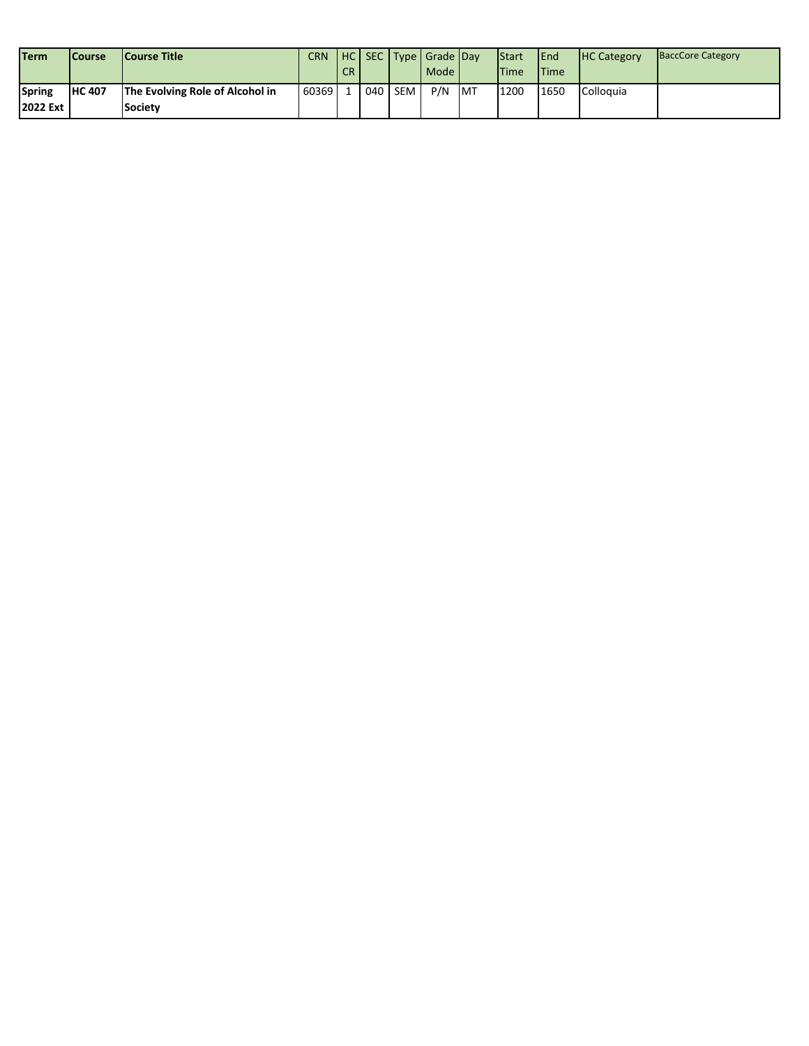| Term | Course | Course Title | CRN | HC CR | SEC | Type | Grade Mode | Day | Start Time | End Time | HC Category | BaccCore Category |
|---|---|---|---|---|---|---|---|---|---|---|---|---|
| **Spring 2022 Ext** | **HC 407** | **The Evolving Role of Alcohol in Society** | 60369 | 1 | 040 | SEM | P/N | MT | 1200 | 1650 | Colloquia | |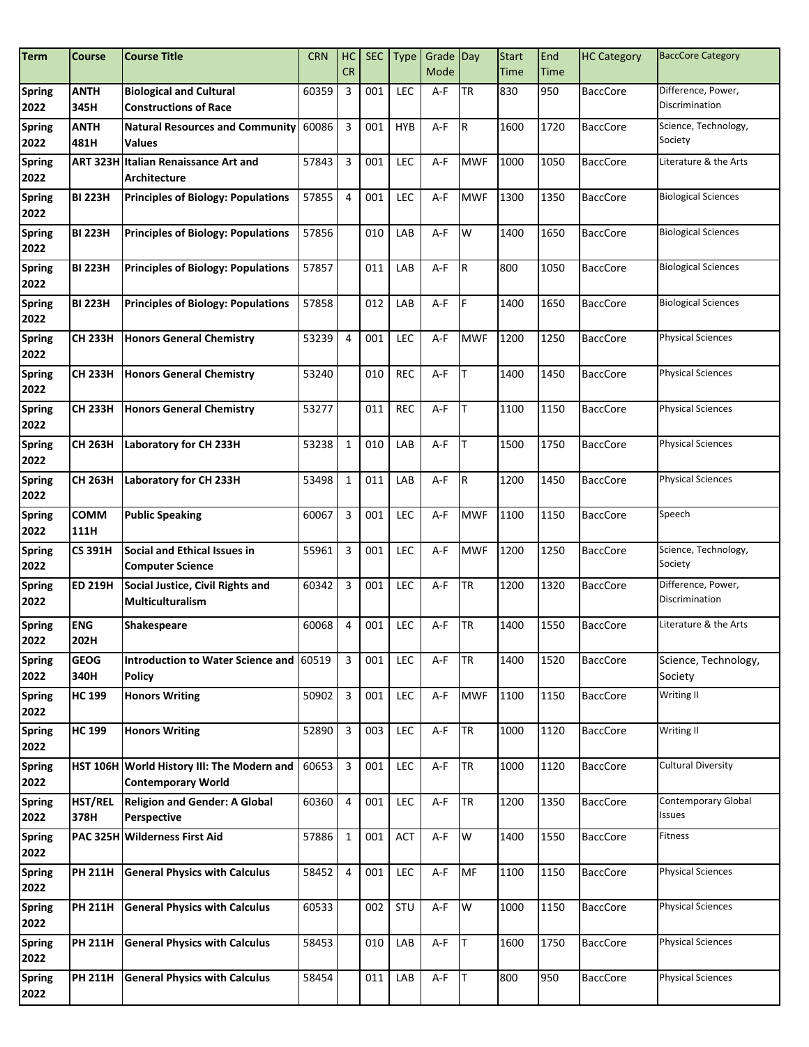| Term | Course | Course Title | CRN | HC CR | SEC | Type | Grade Mode | Day | Start Time | End Time | HC Category | BaccCore Category |
|---|---|---|---|---|---|---|---|---|---|---|---|---|
| Spring 2022 | ANTH 345H | Biological and Cultural Constructions of Race | 60359 | 3 | 001 | LEC | A-F | TR | 830 | 950 | BaccCore | Difference, Power, Discrimination |
| Spring 2022 | ANTH 481H | Natural Resources and Community Values | 60086 | 3 | 001 | HYB | A-F | R | 1600 | 1720 | BaccCore | Science, Technology, Society |
| Spring 2022 | ART 323H | Italian Renaissance Art and Architecture | 57843 | 3 | 001 | LEC | A-F | MWF | 1000 | 1050 | BaccCore | Literature & the Arts |
| Spring 2022 | BI 223H | Principles of Biology: Populations | 57855 | 4 | 001 | LEC | A-F | MWF | 1300 | 1350 | BaccCore | Biological Sciences |
| Spring 2022 | BI 223H | Principles of Biology: Populations | 57856 | | 010 | LAB | A-F | W | 1400 | 1650 | BaccCore | Biological Sciences |
| Spring 2022 | BI 223H | Principles of Biology: Populations | 57857 | | 011 | LAB | A-F | R | 800 | 1050 | BaccCore | Biological Sciences |
| Spring 2022 | BI 223H | Principles of Biology: Populations | 57858 | | 012 | LAB | A-F | F | 1400 | 1650 | BaccCore | Biological Sciences |
| Spring 2022 | CH 233H | Honors General Chemistry | 53239 | 4 | 001 | LEC | A-F | MWF | 1200 | 1250 | BaccCore | Physical Sciences |
| Spring 2022 | CH 233H | Honors General Chemistry | 53240 | | 010 | REC | A-F | T | 1400 | 1450 | BaccCore | Physical Sciences |
| Spring 2022 | CH 233H | Honors General Chemistry | 53277 | | 011 | REC | A-F | T | 1100 | 1150 | BaccCore | Physical Sciences |
| Spring 2022 | CH 263H | Laboratory for CH 233H | 53238 | 1 | 010 | LAB | A-F | T | 1500 | 1750 | BaccCore | Physical Sciences |
| Spring 2022 | CH 263H | Laboratory for CH 233H | 53498 | 1 | 011 | LAB | A-F | R | 1200 | 1450 | BaccCore | Physical Sciences |
| Spring 2022 | COMM 111H | Public Speaking | 60067 | 3 | 001 | LEC | A-F | MWF | 1100 | 1150 | BaccCore | Speech |
| Spring 2022 | CS 391H | Social and Ethical Issues in Computer Science | 55961 | 3 | 001 | LEC | A-F | MWF | 1200 | 1250 | BaccCore | Science, Technology, Society |
| Spring 2022 | ED 219H | Social Justice, Civil Rights and Multiculturalism | 60342 | 3 | 001 | LEC | A-F | TR | 1200 | 1320 | BaccCore | Difference, Power, Discrimination |
| Spring 2022 | ENG 202H | Shakespeare | 60068 | 4 | 001 | LEC | A-F | TR | 1400 | 1550 | BaccCore | Literature & the Arts |
| Spring 2022 | GEOG 340H | Introduction to Water Science and Policy | 60519 | 3 | 001 | LEC | A-F | TR | 1400 | 1520 | BaccCore | Science, Technology, Society |
| Spring 2022 | HC 199 | Honors Writing | 50902 | 3 | 001 | LEC | A-F | MWF | 1100 | 1150 | BaccCore | Writing II |
| Spring 2022 | HC 199 | Honors Writing | 52890 | 3 | 003 | LEC | A-F | TR | 1000 | 1120 | BaccCore | Writing II |
| Spring 2022 | HST 106H | World History III: The Modern and Contemporary World | 60653 | 3 | 001 | LEC | A-F | TR | 1000 | 1120 | BaccCore | Cultural Diversity |
| Spring 2022 | HST/REL 378H | Religion and Gender: A Global Perspective | 60360 | 4 | 001 | LEC | A-F | TR | 1200 | 1350 | BaccCore | Contemporary Global Issues |
| Spring 2022 | PAC 325H | Wilderness First Aid | 57886 | 1 | 001 | ACT | A-F | W | 1400 | 1550 | BaccCore | Fitness |
| Spring 2022 | PH 211H | General Physics with Calculus | 58452 | 4 | 001 | LEC | A-F | MF | 1100 | 1150 | BaccCore | Physical Sciences |
| Spring 2022 | PH 211H | General Physics with Calculus | 60533 | | 002 | STU | A-F | W | 1000 | 1150 | BaccCore | Physical Sciences |
| Spring 2022 | PH 211H | General Physics with Calculus | 58453 | | 010 | LAB | A-F | T | 1600 | 1750 | BaccCore | Physical Sciences |
| Spring 2022 | PH 211H | General Physics with Calculus | 58454 | | 011 | LAB | A-F | T | 800 | 950 | BaccCore | Physical Sciences |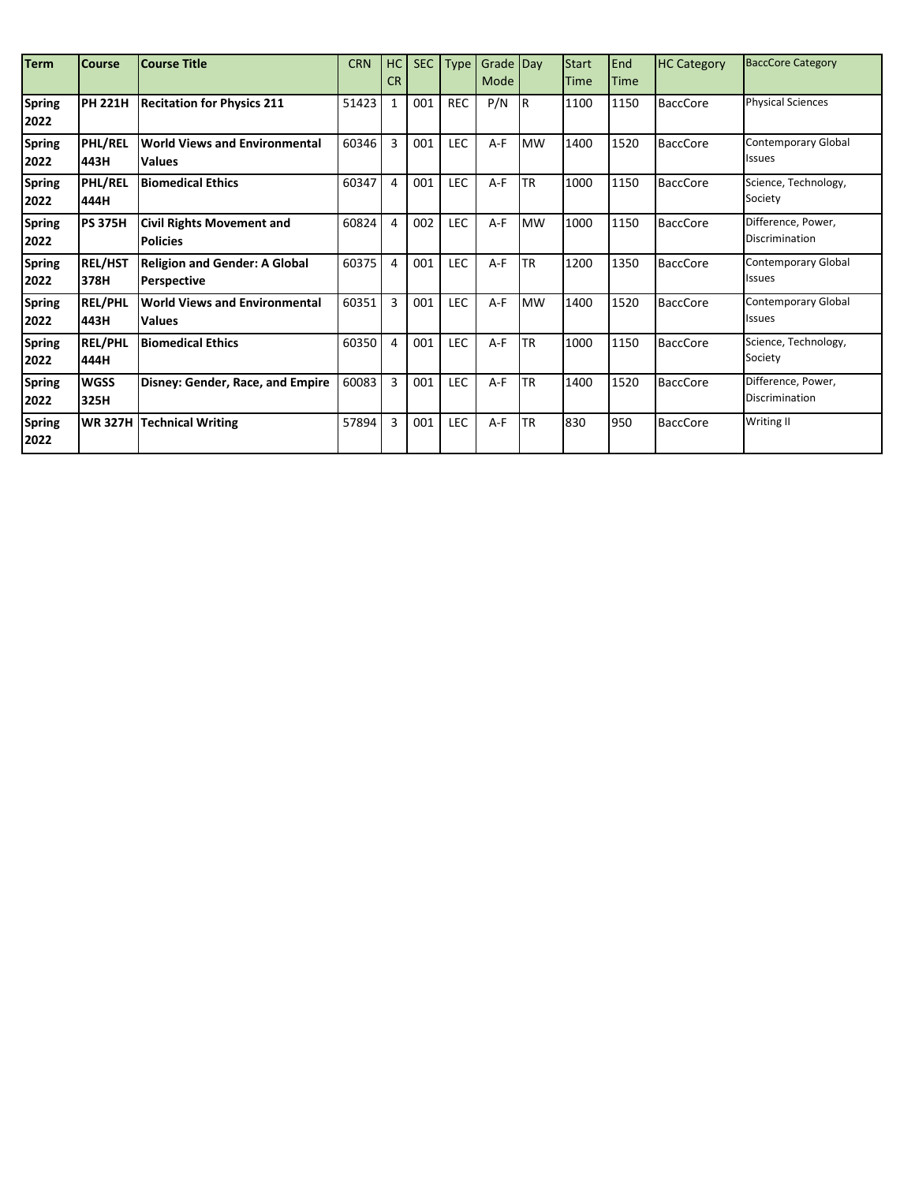| Term | Course | Course Title | CRN | HC CR | SEC | Type | Grade Mode | Day | Start Time | End Time | HC Category | BaccCore Category |
|---|---|---|---|---|---|---|---|---|---|---|---|---|
| Spring 2022 | PH 221H | Recitation for Physics 211 | 51423 | 1 | 001 | REC | P/N | R | 1100 | 1150 | BaccCore | Physical Sciences |
| Spring 2022 | PHL/REL 443H | World Views and Environmental Values | 60346 | 3 | 001 | LEC | A-F | MW | 1400 | 1520 | BaccCore | Contemporary Global Issues |
| Spring 2022 | PHL/REL 444H | Biomedical Ethics | 60347 | 4 | 001 | LEC | A-F | TR | 1000 | 1150 | BaccCore | Science, Technology, Society |
| Spring 2022 | PS 375H | Civil Rights Movement and Policies | 60824 | 4 | 002 | LEC | A-F | MW | 1000 | 1150 | BaccCore | Difference, Power, Discrimination |
| Spring 2022 | REL/HST 378H | Religion and Gender: A Global Perspective | 60375 | 4 | 001 | LEC | A-F | TR | 1200 | 1350 | BaccCore | Contemporary Global Issues |
| Spring 2022 | REL/PHL 443H | World Views and Environmental Values | 60351 | 3 | 001 | LEC | A-F | MW | 1400 | 1520 | BaccCore | Contemporary Global Issues |
| Spring 2022 | REL/PHL 444H | Biomedical Ethics | 60350 | 4 | 001 | LEC | A-F | TR | 1000 | 1150 | BaccCore | Science, Technology, Society |
| Spring 2022 | WGSS 325H | Disney: Gender, Race, and Empire | 60083 | 3 | 001 | LEC | A-F | TR | 1400 | 1520 | BaccCore | Difference, Power, Discrimination |
| Spring 2022 | WR 327H | Technical Writing | 57894 | 3 | 001 | LEC | A-F | TR | 830 | 950 | BaccCore | Writing II |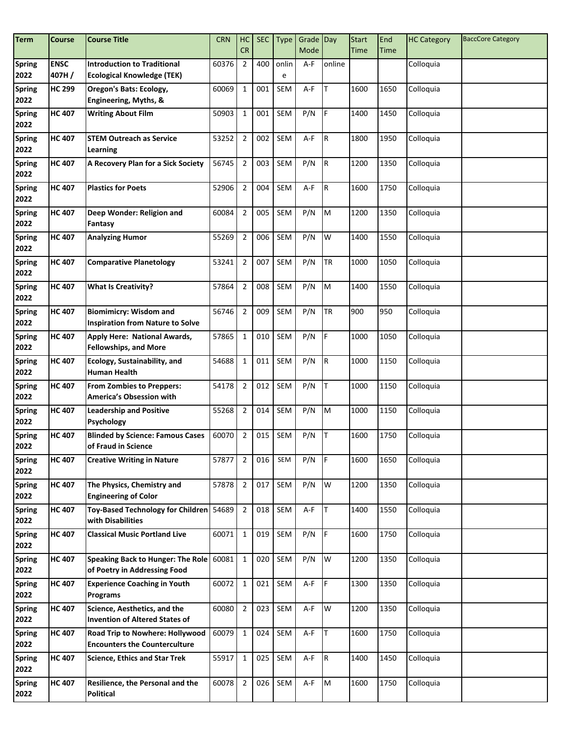| Term | Course | Course Title | CRN | HC CR | SEC | Type | Grade Mode | Day | Start Time | End Time | HC Category | BaccCore Category |
|---|---|---|---|---|---|---|---|---|---|---|---|---|
| Spring 2022 | ENSC 407H / | Introduction to Traditional Ecological Knowledge (TEK) | 60376 | 2 | 400 | online | A-F | online | | | Colloquia | |
| Spring 2022 | HC 299 | Oregon's Bats: Ecology, Engineering, Myths, & | 60069 | 1 | 001 | SEM | A-F | T | 1600 | 1650 | Colloquia | |
| Spring 2022 | HC 407 | Writing About Film | 50903 | 1 | 001 | SEM | P/N | F | 1400 | 1450 | Colloquia | |
| Spring 2022 | HC 407 | STEM Outreach as Service Learning | 53252 | 2 | 002 | SEM | A-F | R | 1800 | 1950 | Colloquia | |
| Spring 2022 | HC 407 | A Recovery Plan for a Sick Society | 56745 | 2 | 003 | SEM | P/N | R | 1200 | 1350 | Colloquia | |
| Spring 2022 | HC 407 | Plastics for Poets | 52906 | 2 | 004 | SEM | A-F | R | 1600 | 1750 | Colloquia | |
| Spring 2022 | HC 407 | Deep Wonder: Religion and Fantasy | 60084 | 2 | 005 | SEM | P/N | M | 1200 | 1350 | Colloquia | |
| Spring 2022 | HC 407 | Analyzing Humor | 55269 | 2 | 006 | SEM | P/N | W | 1400 | 1550 | Colloquia | |
| Spring 2022 | HC 407 | Comparative Planetology | 53241 | 2 | 007 | SEM | P/N | TR | 1000 | 1050 | Colloquia | |
| Spring 2022 | HC 407 | What Is Creativity? | 57864 | 2 | 008 | SEM | P/N | M | 1400 | 1550 | Colloquia | |
| Spring 2022 | HC 407 | Biomimicry: Wisdom and Inspiration from Nature to Solve | 56746 | 2 | 009 | SEM | P/N | TR | 900 | 950 | Colloquia | |
| Spring 2022 | HC 407 | Apply Here: National Awards, Fellowships, and More | 57865 | 1 | 010 | SEM | P/N | F | 1000 | 1050 | Colloquia | |
| Spring 2022 | HC 407 | Ecology, Sustainability, and Human Health | 54688 | 1 | 011 | SEM | P/N | R | 1000 | 1150 | Colloquia | |
| Spring 2022 | HC 407 | From Zombies to Preppers: America's Obsession with | 54178 | 2 | 012 | SEM | P/N | T | 1000 | 1150 | Colloquia | |
| Spring 2022 | HC 407 | Leadership and Positive Psychology | 55268 | 2 | 014 | SEM | P/N | M | 1000 | 1150 | Colloquia | |
| Spring 2022 | HC 407 | Blinded by Science: Famous Cases of Fraud in Science | 60070 | 2 | 015 | SEM | P/N | T | 1600 | 1750 | Colloquia | |
| Spring 2022 | HC 407 | Creative Writing in Nature | 57877 | 2 | 016 | SEM | P/N | F | 1600 | 1650 | Colloquia | |
| Spring 2022 | HC 407 | The Physics, Chemistry and Engineering of Color | 57878 | 2 | 017 | SEM | P/N | W | 1200 | 1350 | Colloquia | |
| Spring 2022 | HC 407 | Toy-Based Technology for Children with Disabilities | 54689 | 2 | 018 | SEM | A-F | T | 1400 | 1550 | Colloquia | |
| Spring 2022 | HC 407 | Classical Music Portland Live | 60071 | 1 | 019 | SEM | P/N | F | 1600 | 1750 | Colloquia | |
| Spring 2022 | HC 407 | Speaking Back to Hunger: The Role of Poetry in Addressing Food | 60081 | 1 | 020 | SEM | P/N | W | 1200 | 1350 | Colloquia | |
| Spring 2022 | HC 407 | Experience Coaching in Youth Programs | 60072 | 1 | 021 | SEM | A-F | F | 1300 | 1350 | Colloquia | |
| Spring 2022 | HC 407 | Science, Aesthetics, and the Invention of Altered States of | 60080 | 2 | 023 | SEM | A-F | W | 1200 | 1350 | Colloquia | |
| Spring 2022 | HC 407 | Road Trip to Nowhere: Hollywood Encounters the Counterculture | 60079 | 1 | 024 | SEM | A-F | T | 1600 | 1750 | Colloquia | |
| Spring 2022 | HC 407 | Science, Ethics and Star Trek | 55917 | 1 | 025 | SEM | A-F | R | 1400 | 1450 | Colloquia | |
| Spring 2022 | HC 407 | Resilience, the Personal and the Political | 60078 | 2 | 026 | SEM | A-F | M | 1600 | 1750 | Colloquia | |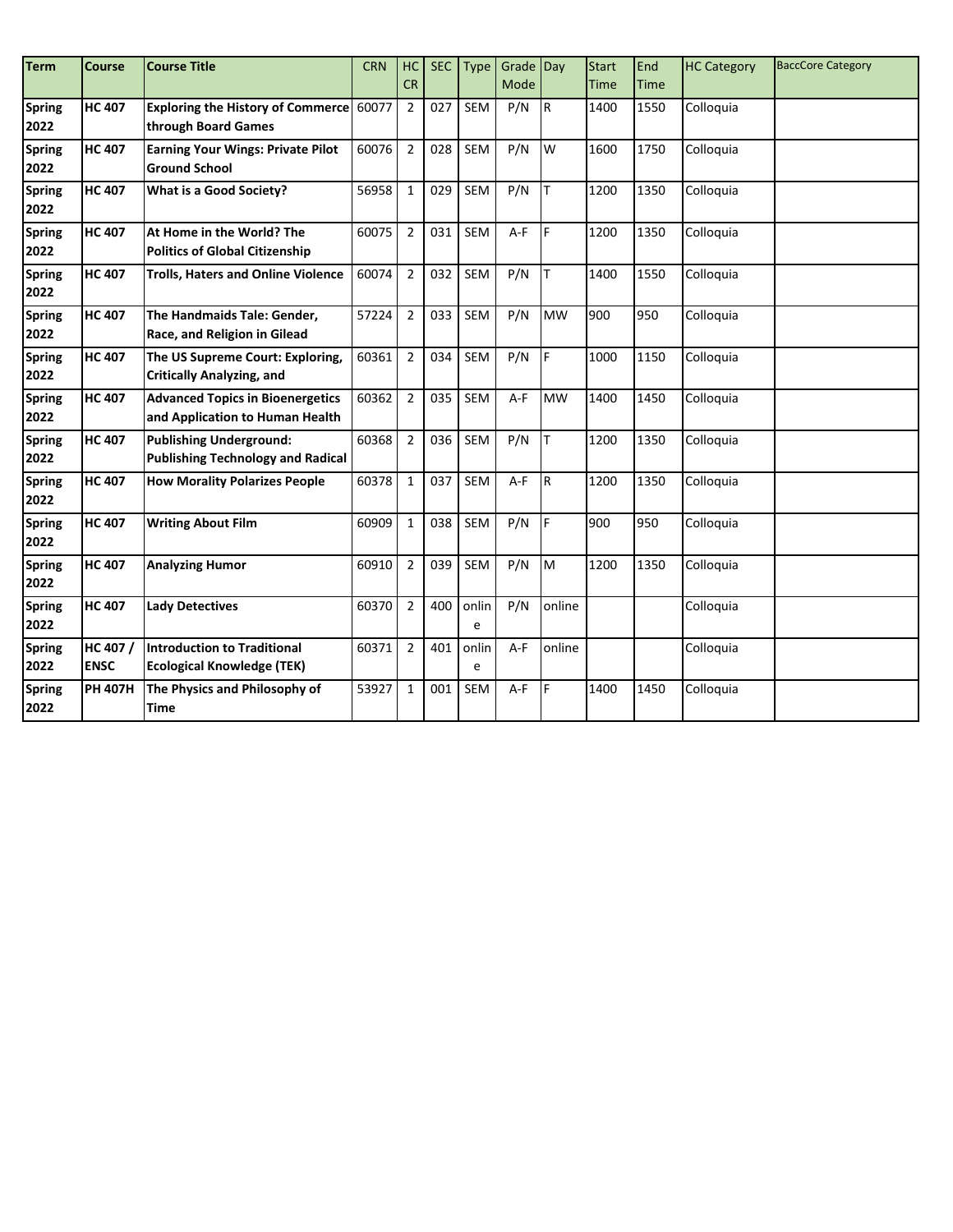| Term | Course | Course Title | CRN | HC CR | SEC | Type | Grade Mode | Day | Start Time | End Time | HC Category | BaccCore Category |
|---|---|---|---|---|---|---|---|---|---|---|---|---|
| Spring 2022 | HC 407 | Exploring the History of Commerce through Board Games | 60077 | 2 | 027 | SEM | P/N | R | 1400 | 1550 | Colloquia | |
| Spring 2022 | HC 407 | Earning Your Wings: Private Pilot Ground School | 60076 | 2 | 028 | SEM | P/N | W | 1600 | 1750 | Colloquia | |
| Spring 2022 | HC 407 | What is a Good Society? | 56958 | 1 | 029 | SEM | P/N | T | 1200 | 1350 | Colloquia | |
| Spring 2022 | HC 407 | At Home in the World? The Politics of Global Citizenship | 60075 | 2 | 031 | SEM | A-F | F | 1200 | 1350 | Colloquia | |
| Spring 2022 | HC 407 | Trolls, Haters and Online Violence | 60074 | 2 | 032 | SEM | P/N | T | 1400 | 1550 | Colloquia | |
| Spring 2022 | HC 407 | The Handmaids Tale: Gender, Race, and Religion in Gilead | 57224 | 2 | 033 | SEM | P/N | MW | 900 | 950 | Colloquia | |
| Spring 2022 | HC 407 | The US Supreme Court: Exploring, Critically Analyzing, and | 60361 | 2 | 034 | SEM | P/N | F | 1000 | 1150 | Colloquia | |
| Spring 2022 | HC 407 | Advanced Topics in Bioenergetics and Application to Human Health | 60362 | 2 | 035 | SEM | A-F | MW | 1400 | 1450 | Colloquia | |
| Spring 2022 | HC 407 | Publishing Underground: Publishing Technology and Radical | 60368 | 2 | 036 | SEM | P/N | T | 1200 | 1350 | Colloquia | |
| Spring 2022 | HC 407 | How Morality Polarizes People | 60378 | 1 | 037 | SEM | A-F | R | 1200 | 1350 | Colloquia | |
| Spring 2022 | HC 407 | Writing About Film | 60909 | 1 | 038 | SEM | P/N | F | 900 | 950 | Colloquia | |
| Spring 2022 | HC 407 | Analyzing Humor | 60910 | 2 | 039 | SEM | P/N | M | 1200 | 1350 | Colloquia | |
| Spring 2022 | HC 407 | Lady Detectives | 60370 | 2 | 400 | online | P/N | online | | | Colloquia | |
| Spring 2022 | HC 407 / ENSC | Introduction to Traditional Ecological Knowledge (TEK) | 60371 | 2 | 401 | online | A-F | online | | | Colloquia | |
| Spring 2022 | PH 407H | The Physics and Philosophy of Time | 53927 | 1 | 001 | SEM | A-F | F | 1400 | 1450 | Colloquia | |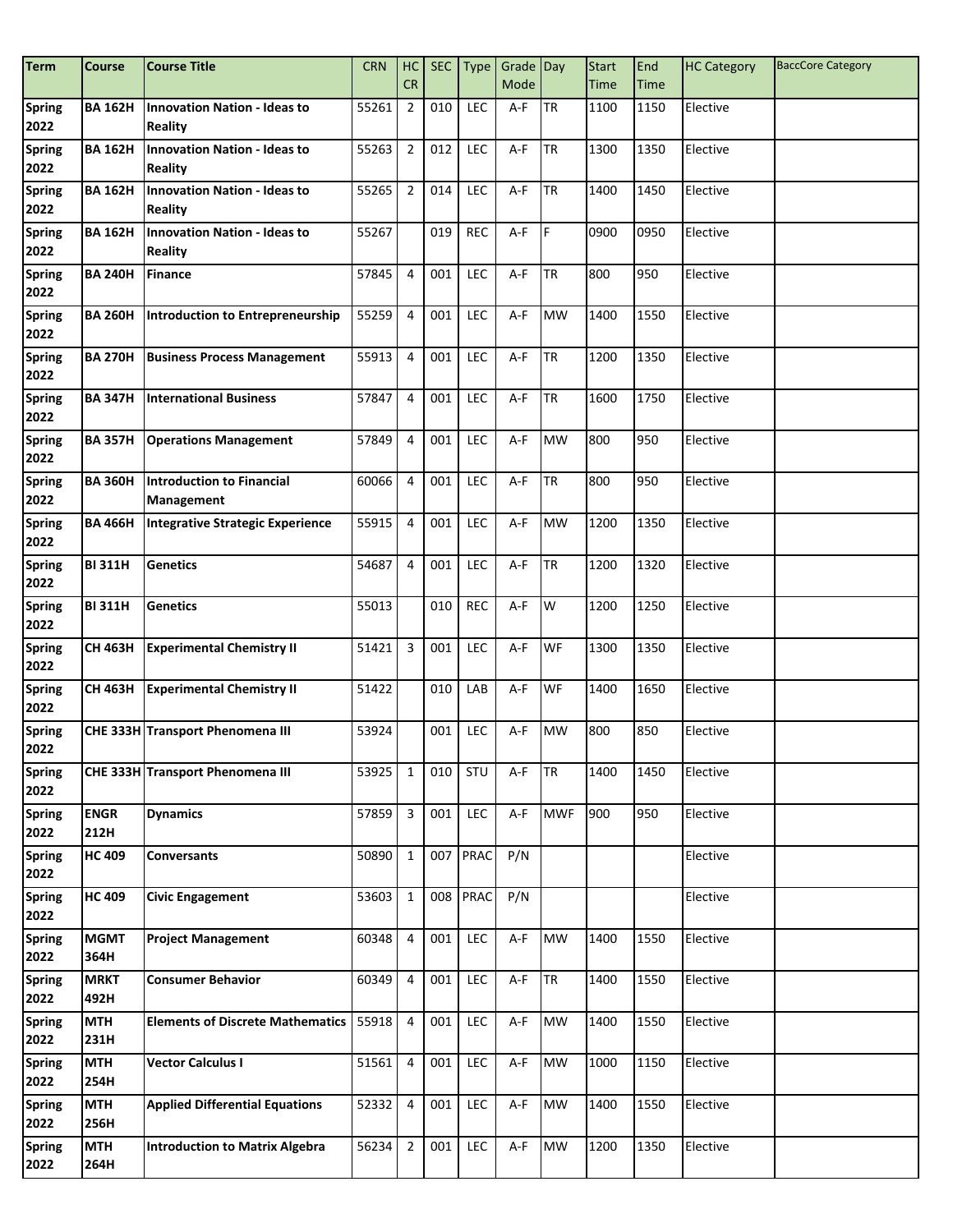| Term | Course | Course Title | CRN | HC CR | SEC | Type | Grade Mode | Day | Start Time | End Time | HC Category | BaccCore Category |
|---|---|---|---|---|---|---|---|---|---|---|---|---|
| Spring 2022 | BA 162H | Innovation Nation - Ideas to Reality | 55261 | 2 | 010 | LEC | A-F | TR | 1100 | 1150 | Elective | |
| Spring 2022 | BA 162H | Innovation Nation - Ideas to Reality | 55263 | 2 | 012 | LEC | A-F | TR | 1300 | 1350 | Elective | |
| Spring 2022 | BA 162H | Innovation Nation - Ideas to Reality | 55265 | 2 | 014 | LEC | A-F | TR | 1400 | 1450 | Elective | |
| Spring 2022 | BA 162H | Innovation Nation - Ideas to Reality | 55267 | | 019 | REC | A-F | F | 0900 | 0950 | Elective | |
| Spring 2022 | BA 240H | Finance | 57845 | 4 | 001 | LEC | A-F | TR | 800 | 950 | Elective | |
| Spring 2022 | BA 260H | Introduction to Entrepreneurship | 55259 | 4 | 001 | LEC | A-F | MW | 1400 | 1550 | Elective | |
| Spring 2022 | BA 270H | Business Process Management | 55913 | 4 | 001 | LEC | A-F | TR | 1200 | 1350 | Elective | |
| Spring 2022 | BA 347H | International Business | 57847 | 4 | 001 | LEC | A-F | TR | 1600 | 1750 | Elective | |
| Spring 2022 | BA 357H | Operations Management | 57849 | 4 | 001 | LEC | A-F | MW | 800 | 950 | Elective | |
| Spring 2022 | BA 360H | Introduction to Financial Management | 60066 | 4 | 001 | LEC | A-F | TR | 800 | 950 | Elective | |
| Spring 2022 | BA 466H | Integrative Strategic Experience | 55915 | 4 | 001 | LEC | A-F | MW | 1200 | 1350 | Elective | |
| Spring 2022 | BI 311H | Genetics | 54687 | 4 | 001 | LEC | A-F | TR | 1200 | 1320 | Elective | |
| Spring 2022 | BI 311H | Genetics | 55013 | | 010 | REC | A-F | W | 1200 | 1250 | Elective | |
| Spring 2022 | CH 463H | Experimental Chemistry II | 51421 | 3 | 001 | LEC | A-F | WF | 1300 | 1350 | Elective | |
| Spring 2022 | CH 463H | Experimental Chemistry II | 51422 | | 010 | LAB | A-F | WF | 1400 | 1650 | Elective | |
| Spring 2022 | CHE 333H | Transport Phenomena III | 53924 | | 001 | LEC | A-F | MW | 800 | 850 | Elective | |
| Spring 2022 | CHE 333H | Transport Phenomena III | 53925 | 1 | 010 | STU | A-F | TR | 1400 | 1450 | Elective | |
| Spring 2022 | ENGR 212H | Dynamics | 57859 | 3 | 001 | LEC | A-F | MWF | 900 | 950 | Elective | |
| Spring 2022 | HC 409 | Conversants | 50890 | 1 | 007 | PRAC | P/N | | | | Elective | |
| Spring 2022 | HC 409 | Civic Engagement | 53603 | 1 | 008 | PRAC | P/N | | | | Elective | |
| Spring 2022 | MGMT 364H | Project Management | 60348 | 4 | 001 | LEC | A-F | MW | 1400 | 1550 | Elective | |
| Spring 2022 | MRKT 492H | Consumer Behavior | 60349 | 4 | 001 | LEC | A-F | TR | 1400 | 1550 | Elective | |
| Spring 2022 | MTH 231H | Elements of Discrete Mathematics | 55918 | 4 | 001 | LEC | A-F | MW | 1400 | 1550 | Elective | |
| Spring 2022 | MTH 254H | Vector Calculus I | 51561 | 4 | 001 | LEC | A-F | MW | 1000 | 1150 | Elective | |
| Spring 2022 | MTH 256H | Applied Differential Equations | 52332 | 4 | 001 | LEC | A-F | MW | 1400 | 1550 | Elective | |
| Spring 2022 | MTH 264H | Introduction to Matrix Algebra | 56234 | 2 | 001 | LEC | A-F | MW | 1200 | 1350 | Elective | |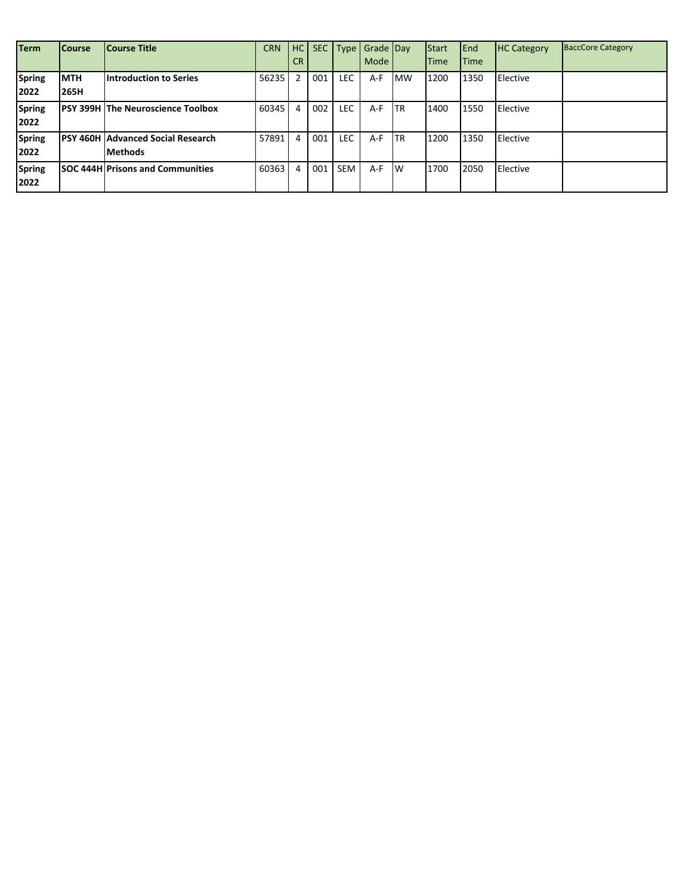| Term | Course | Course Title | CRN | HC CR | SEC | Type | Grade Mode | Day | Start Time | End Time | HC Category | BaccCore Category |
|---|---|---|---|---|---|---|---|---|---|---|---|---|
| **Spring 2022** | **MTH 265H** | **Introduction to Series** | 56235 | 2 | 001 | LEC | A-F | MW | 1200 | 1350 | Elective | |
| **Spring 2022** | **PSY 399H** | **The Neuroscience Toolbox** | 60345 | 4 | 002 | LEC | A-F | TR | 1400 | 1550 | Elective | |
| **Spring 2022** | **PSY 460H** | **Advanced Social Research Methods** | 57891 | 4 | 001 | LEC | A-F | TR | 1200 | 1350 | Elective | |
| **Spring 2022** | **SOC 444H** | **Prisons and Communities** | 60363 | 4 | 001 | SEM | A-F | W | 1700 | 2050 | Elective | |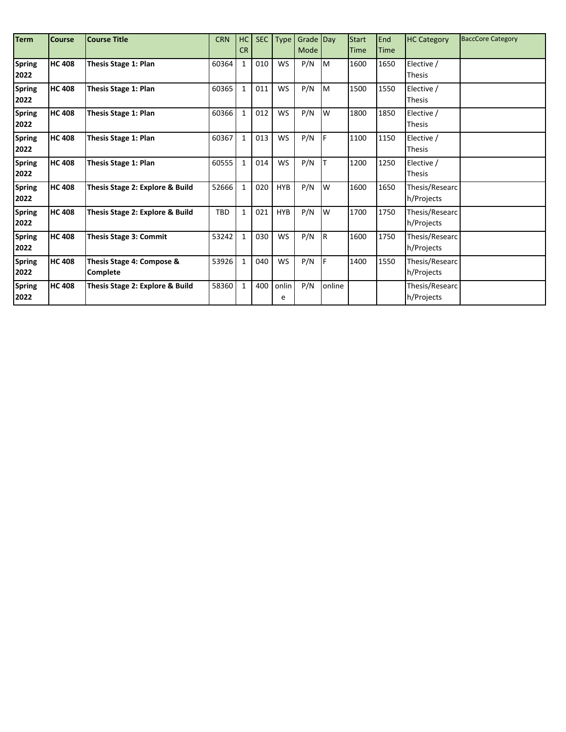| Term | Course | Course Title | CRN | HC CR | SEC | Type | Grade Mode | Day | Start Time | End Time | HC Category | BaccCore Category |
|---|---|---|---|---|---|---|---|---|---|---|---|---|
| **Spring 2022** | **HC 408** | **Thesis Stage 1: Plan** | 60364 | 1 | 010 | WS | P/N | M | 1600 | 1650 | Elective / Thesis | |
| **Spring 2022** | **HC 408** | **Thesis Stage 1: Plan** | 60365 | 1 | 011 | WS | P/N | M | 1500 | 1550 | Elective / Thesis | |
| **Spring 2022** | **HC 408** | **Thesis Stage 1: Plan** | 60366 | 1 | 012 | WS | P/N | W | 1800 | 1850 | Elective / Thesis | |
| **Spring 2022** | **HC 408** | **Thesis Stage 1: Plan** | 60367 | 1 | 013 | WS | P/N | F | 1100 | 1150 | Elective / Thesis | |
| **Spring 2022** | **HC 408** | **Thesis Stage 1: Plan** | 60555 | 1 | 014 | WS | P/N | T | 1200 | 1250 | Elective / Thesis | |
| **Spring 2022** | **HC 408** | **Thesis Stage 2: Explore & Build** | 52666 | 1 | 020 | HYB | P/N | W | 1600 | 1650 | Thesis/Research/Projects | |
| **Spring 2022** | **HC 408** | **Thesis Stage 2: Explore & Build** | TBD | 1 | 021 | HYB | P/N | W | 1700 | 1750 | Thesis/Research/Projects | |
| **Spring 2022** | **HC 408** | **Thesis Stage 3: Commit** | 53242 | 1 | 030 | WS | P/N | R | 1600 | 1750 | Thesis/Research/Projects | |
| **Spring 2022** | **HC 408** | **Thesis Stage 4: Compose & Complete** | 53926 | 1 | 040 | WS | P/N | F | 1400 | 1550 | Thesis/Research/Projects | |
| **Spring 2022** | **HC 408** | **Thesis Stage 2: Explore & Build** | 58360 | 1 | 400 | online | P/N | online | | | Thesis/Research/Projects | |